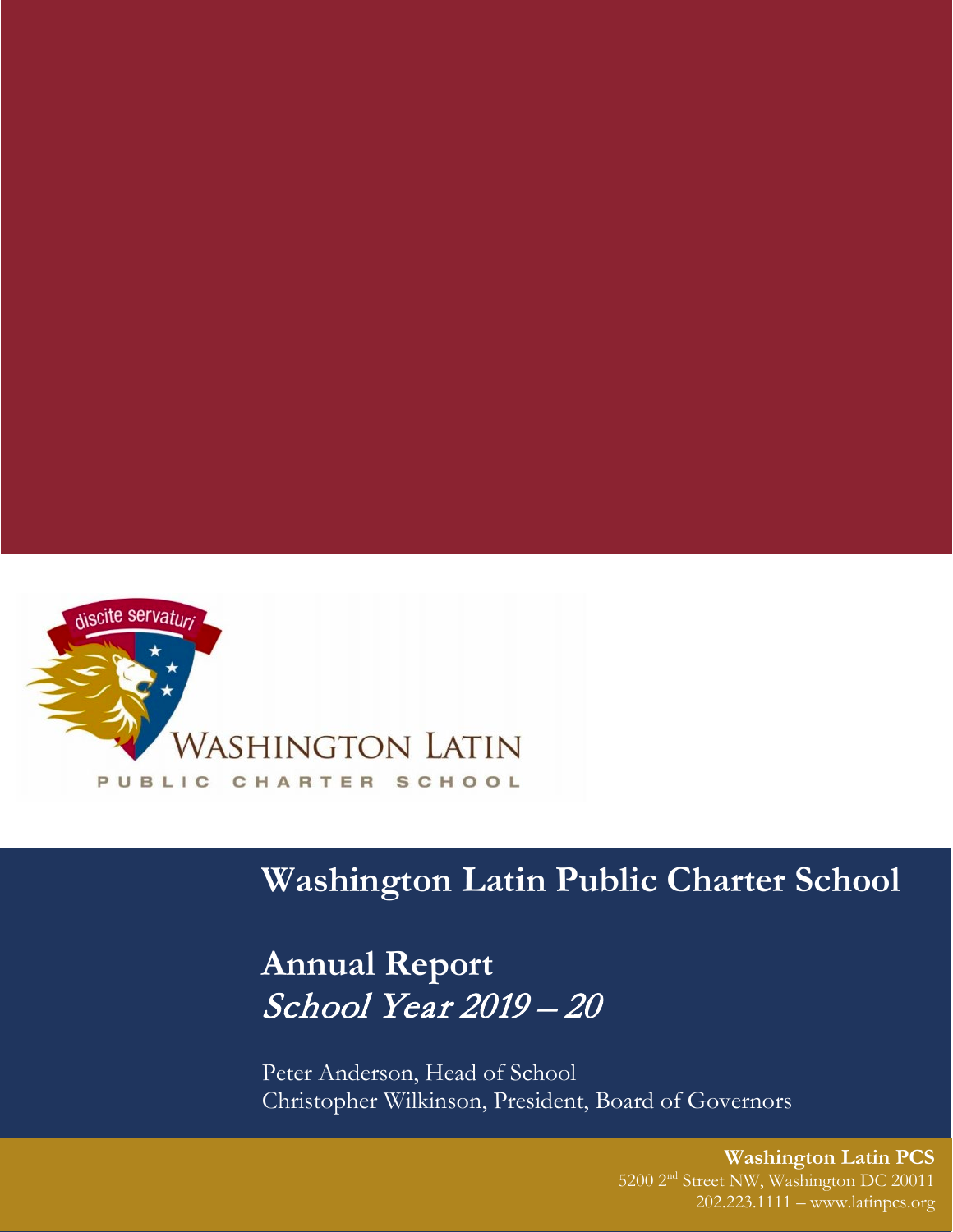discite servaturi

WASHINGTON LATIN

PUBLIC CHARTER SCHOOL

# Washington Latin Public Charter School

## Annual Report
*School Year 2019 – 20*

Peter Anderson, Head of School
Christopher Wilkinson, President, Board of Governors

**Washington Latin PCS**
5200 2nd Street NW, Washington DC 20011
202.223.1111 – www.latinpcs.org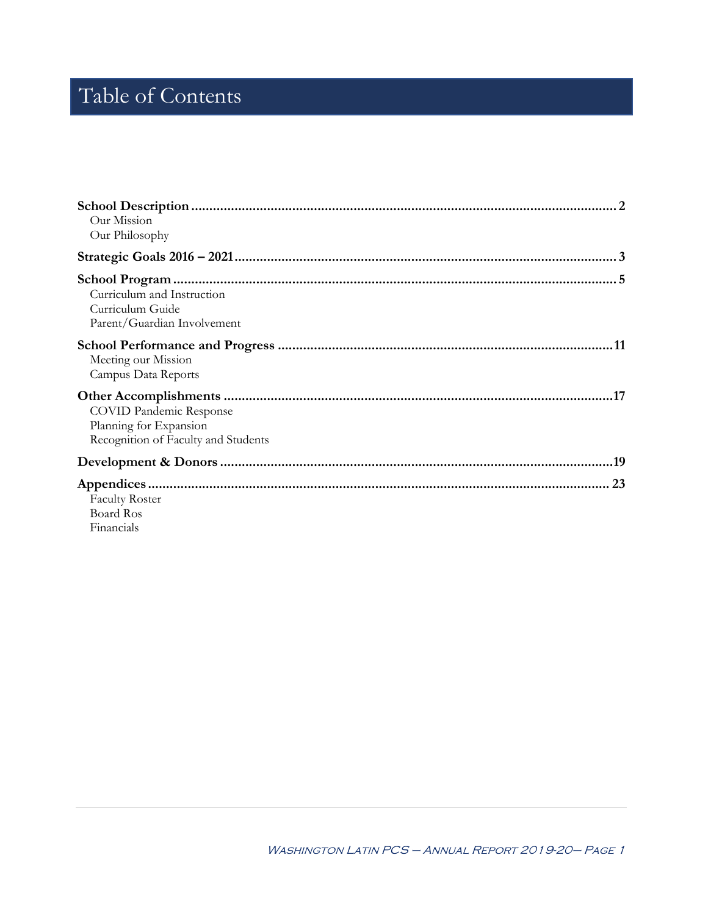# Table of Contents

**School Description** .................................................. 2
- Our Mission
- Our Philosophy

**Strategic Goals 2016 – 2021** .................................................. 3

**School Program** .................................................. 5
- Curriculum and Instruction
- Curriculum Guide
- Parent/Guardian Involvement

**School Performance and Progress** .................................................. 11
- Meeting our Mission
- Campus Data Reports

**Other Accomplishments** .................................................. 17
- COVID Pandemic Response
- Planning for Expansion
- Recognition of Faculty and Students

**Development & Donors** .................................................. 19

**Appendices** .................................................. 23
- Faculty Roster
- Board Ros
- Financials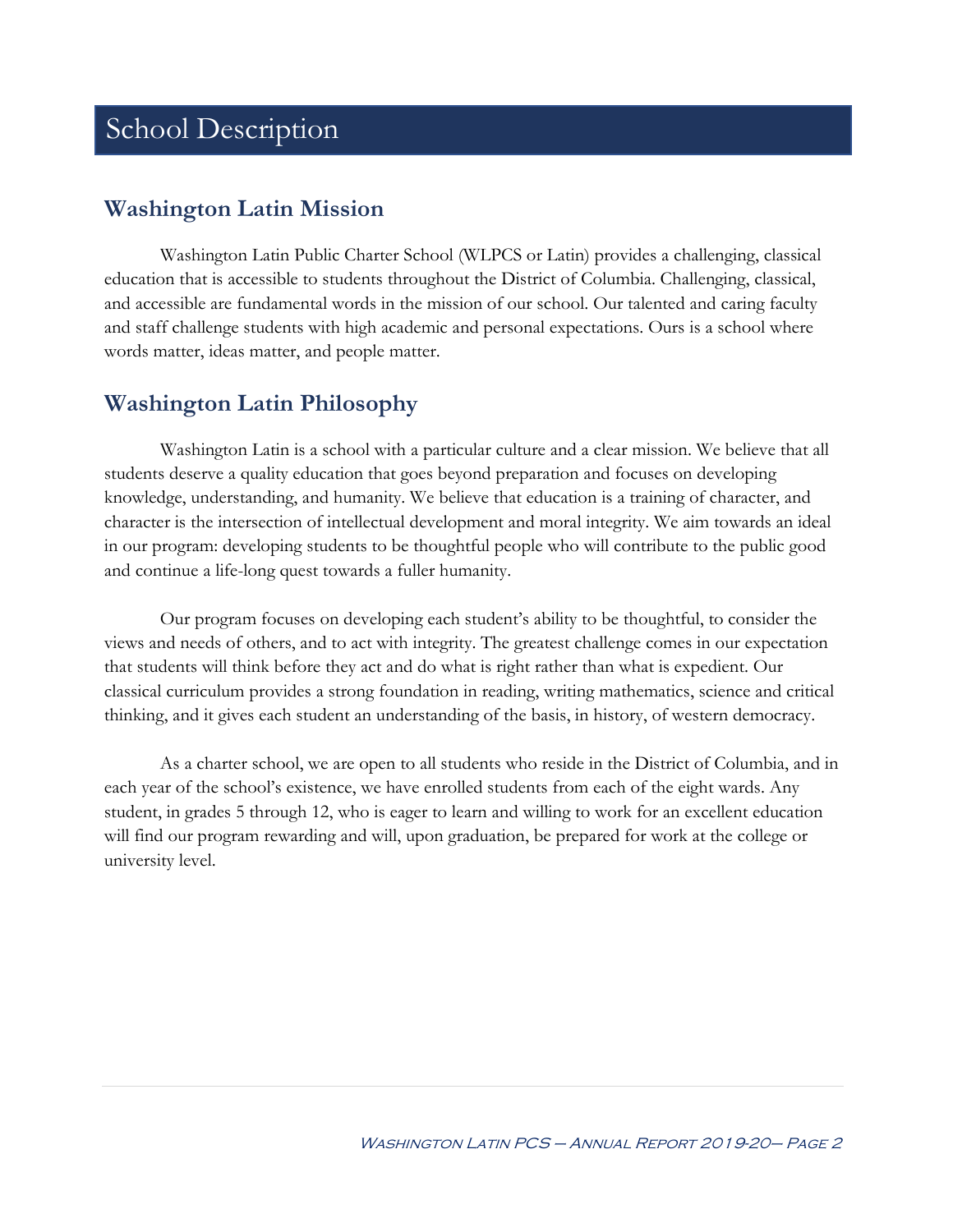# School Description

## Washington Latin Mission

Washington Latin Public Charter School (WLPCS or Latin) provides a challenging, classical education that is accessible to students throughout the District of Columbia. Challenging, classical, and accessible are fundamental words in the mission of our school. Our talented and caring faculty and staff challenge students with high academic and personal expectations. Ours is a school where words matter, ideas matter, and people matter.

## Washington Latin Philosophy

Washington Latin is a school with a particular culture and a clear mission. We believe that all students deserve a quality education that goes beyond preparation and focuses on developing knowledge, understanding, and humanity. We believe that education is a training of character, and character is the intersection of intellectual development and moral integrity. We aim towards an ideal in our program: developing students to be thoughtful people who will contribute to the public good and continue a life-long quest towards a fuller humanity.

Our program focuses on developing each student's ability to be thoughtful, to consider the views and needs of others, and to act with integrity. The greatest challenge comes in our expectation that students will think before they act and do what is right rather than what is expedient. Our classical curriculum provides a strong foundation in reading, writing mathematics, science and critical thinking, and it gives each student an understanding of the basis, in history, of western democracy.

As a charter school, we are open to all students who reside in the District of Columbia, and in each year of the school's existence, we have enrolled students from each of the eight wards. Any student, in grades 5 through 12, who is eager to learn and willing to work for an excellent education will find our program rewarding and will, upon graduation, be prepared for work at the college or university level.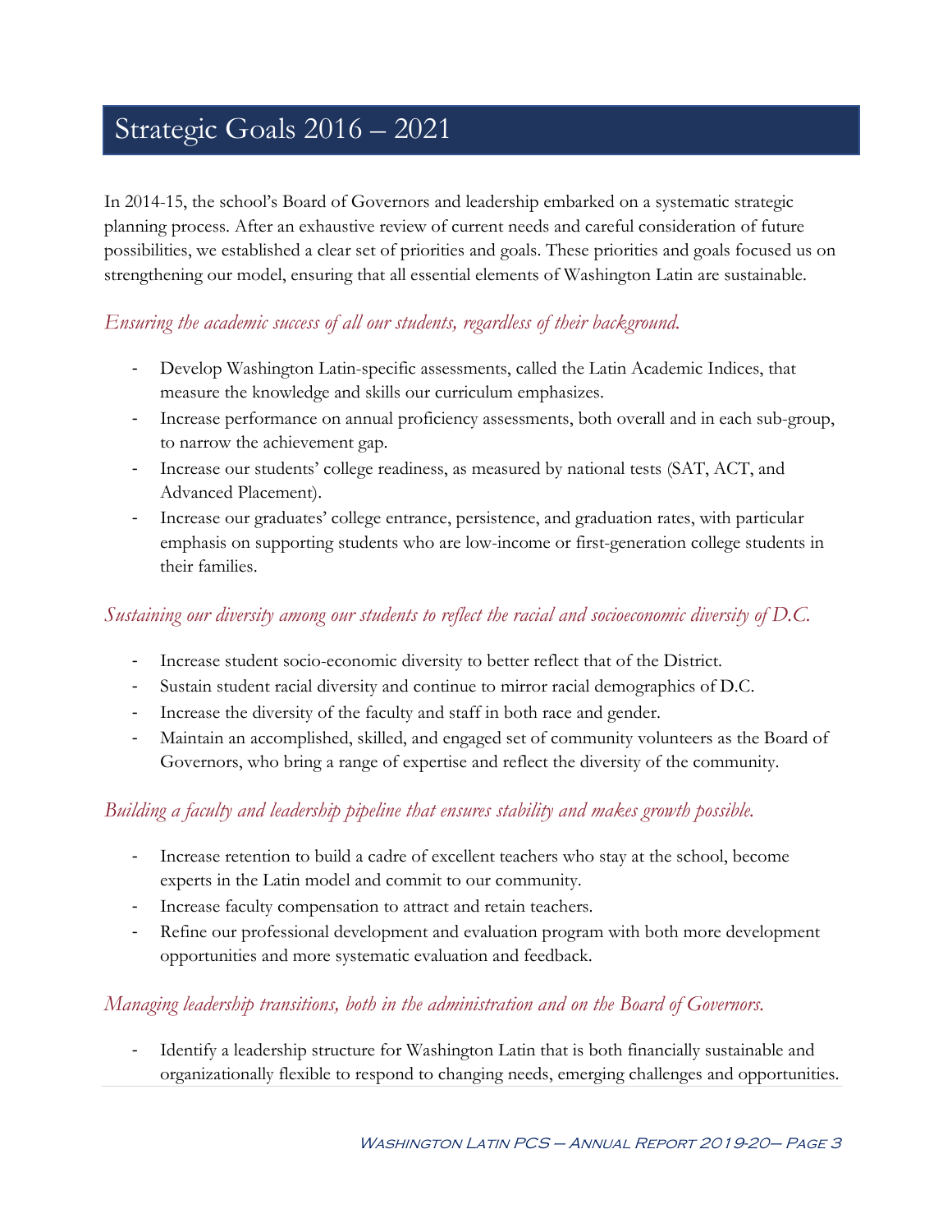# Strategic Goals 2016 – 2021

In 2014-15, the school's Board of Governors and leadership embarked on a systematic strategic planning process. After an exhaustive review of current needs and careful consideration of future possibilities, we established a clear set of priorities and goals. These priorities and goals focused us on strengthening our model, ensuring that all essential elements of Washington Latin are sustainable.

### *Ensuring the academic success of all our students, regardless of their background.*

- Develop Washington Latin-specific assessments, called the Latin Academic Indices, that measure the knowledge and skills our curriculum emphasizes.
- Increase performance on annual proficiency assessments, both overall and in each sub-group, to narrow the achievement gap.
- Increase our students' college readiness, as measured by national tests (SAT, ACT, and Advanced Placement).
- Increase our graduates' college entrance, persistence, and graduation rates, with particular emphasis on supporting students who are low-income or first-generation college students in their families.

### *Sustaining our diversity among our students to reflect the racial and socioeconomic diversity of D.C.*

- Increase student socio-economic diversity to better reflect that of the District.
- Sustain student racial diversity and continue to mirror racial demographics of D.C.
- Increase the diversity of the faculty and staff in both race and gender.
- Maintain an accomplished, skilled, and engaged set of community volunteers as the Board of Governors, who bring a range of expertise and reflect the diversity of the community.

### *Building a faculty and leadership pipeline that ensures stability and makes growth possible.*

- Increase retention to build a cadre of excellent teachers who stay at the school, become experts in the Latin model and commit to our community.
- Increase faculty compensation to attract and retain teachers.
- Refine our professional development and evaluation program with both more development opportunities and more systematic evaluation and feedback.

### *Managing leadership transitions, both in the administration and on the Board of Governors.*

- Identify a leadership structure for Washington Latin that is both financially sustainable and organizationally flexible to respond to changing needs, emerging challenges and opportunities.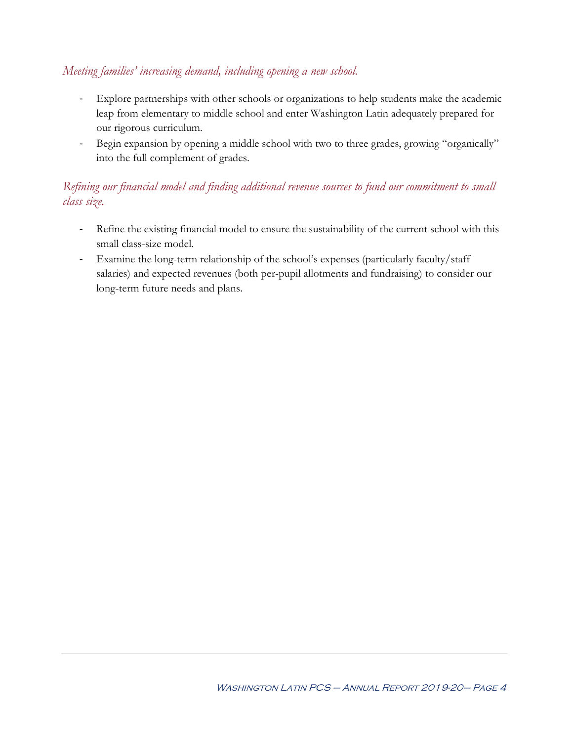*Meeting families' increasing demand, including opening a new school.*

- Explore partnerships with other schools or organizations to help students make the academic leap from elementary to middle school and enter Washington Latin adequately prepared for our rigorous curriculum.
- Begin expansion by opening a middle school with two to three grades, growing "organically" into the full complement of grades.

*Refining our financial model and finding additional revenue sources to fund our commitment to small class size.*

- Refine the existing financial model to ensure the sustainability of the current school with this small class-size model.
- Examine the long-term relationship of the school's expenses (particularly faculty/staff salaries) and expected revenues (both per-pupil allotments and fundraising) to consider our long-term future needs and plans.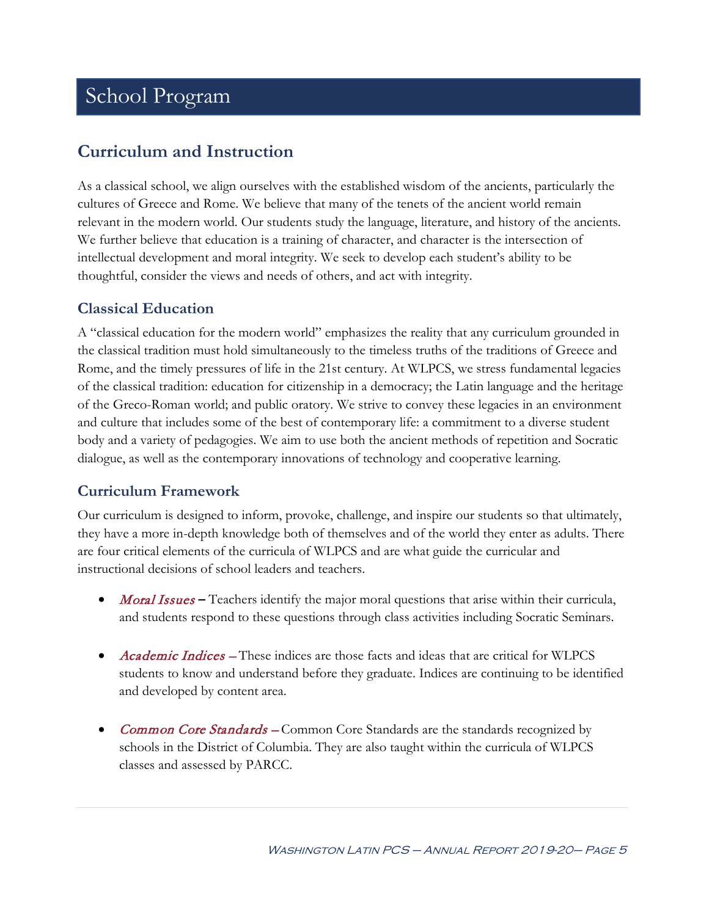# School Program

## Curriculum and Instruction

As a classical school, we align ourselves with the established wisdom of the ancients, particularly the cultures of Greece and Rome. We believe that many of the tenets of the ancient world remain relevant in the modern world. Our students study the language, literature, and history of the ancients. We further believe that education is a training of character, and character is the intersection of intellectual development and moral integrity. We seek to develop each student's ability to be thoughtful, consider the views and needs of others, and act with integrity.

### Classical Education

A "classical education for the modern world" emphasizes the reality that any curriculum grounded in the classical tradition must hold simultaneously to the timeless truths of the traditions of Greece and Rome, and the timely pressures of life in the 21st century. At WLPCS, we stress fundamental legacies of the classical tradition: education for citizenship in a democracy; the Latin language and the heritage of the Greco-Roman world; and public oratory. We strive to convey these legacies in an environment and culture that includes some of the best of contemporary life: a commitment to a diverse student body and a variety of pedagogies. We aim to use both the ancient methods of repetition and Socratic dialogue, as well as the contemporary innovations of technology and cooperative learning.

### Curriculum Framework

Our curriculum is designed to inform, provoke, challenge, and inspire our students so that ultimately, they have a more in-depth knowledge both of themselves and of the world they enter as adults. There are four critical elements of the curricula of WLPCS and are what guide the curricular and instructional decisions of school leaders and teachers.

- *Moral Issues* – Teachers identify the major moral questions that arise within their curricula, and students respond to these questions through class activities including Socratic Seminars.
- *Academic Indices* – These indices are those facts and ideas that are critical for WLPCS students to know and understand before they graduate. Indices are continuing to be identified and developed by content area.
- *Common Core Standards* – Common Core Standards are the standards recognized by schools in the District of Columbia. They are also taught within the curricula of WLPCS classes and assessed by PARCC.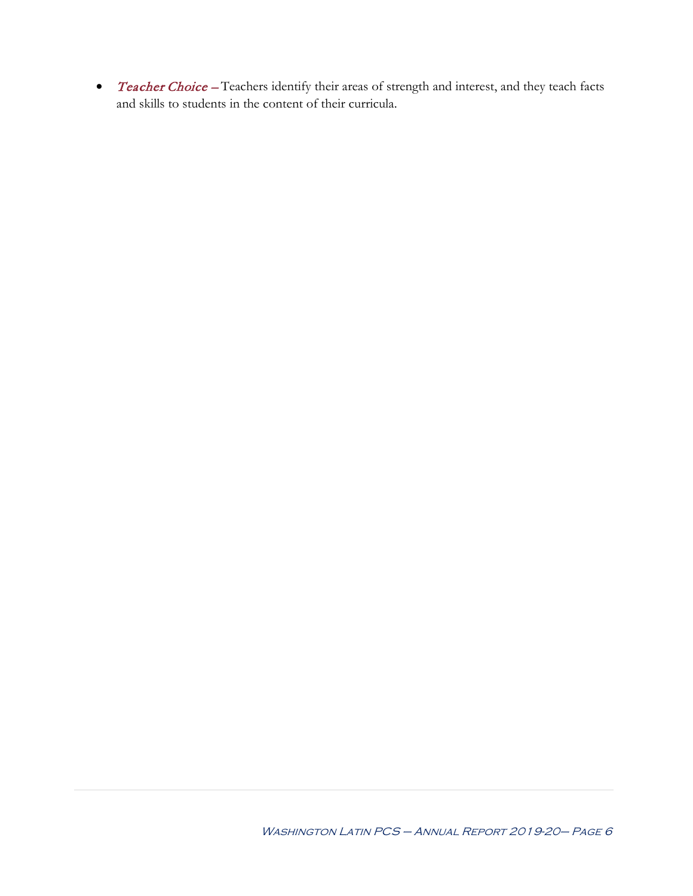- *Teacher Choice* – Teachers identify their areas of strength and interest, and they teach facts and skills to students in the content of their curricula.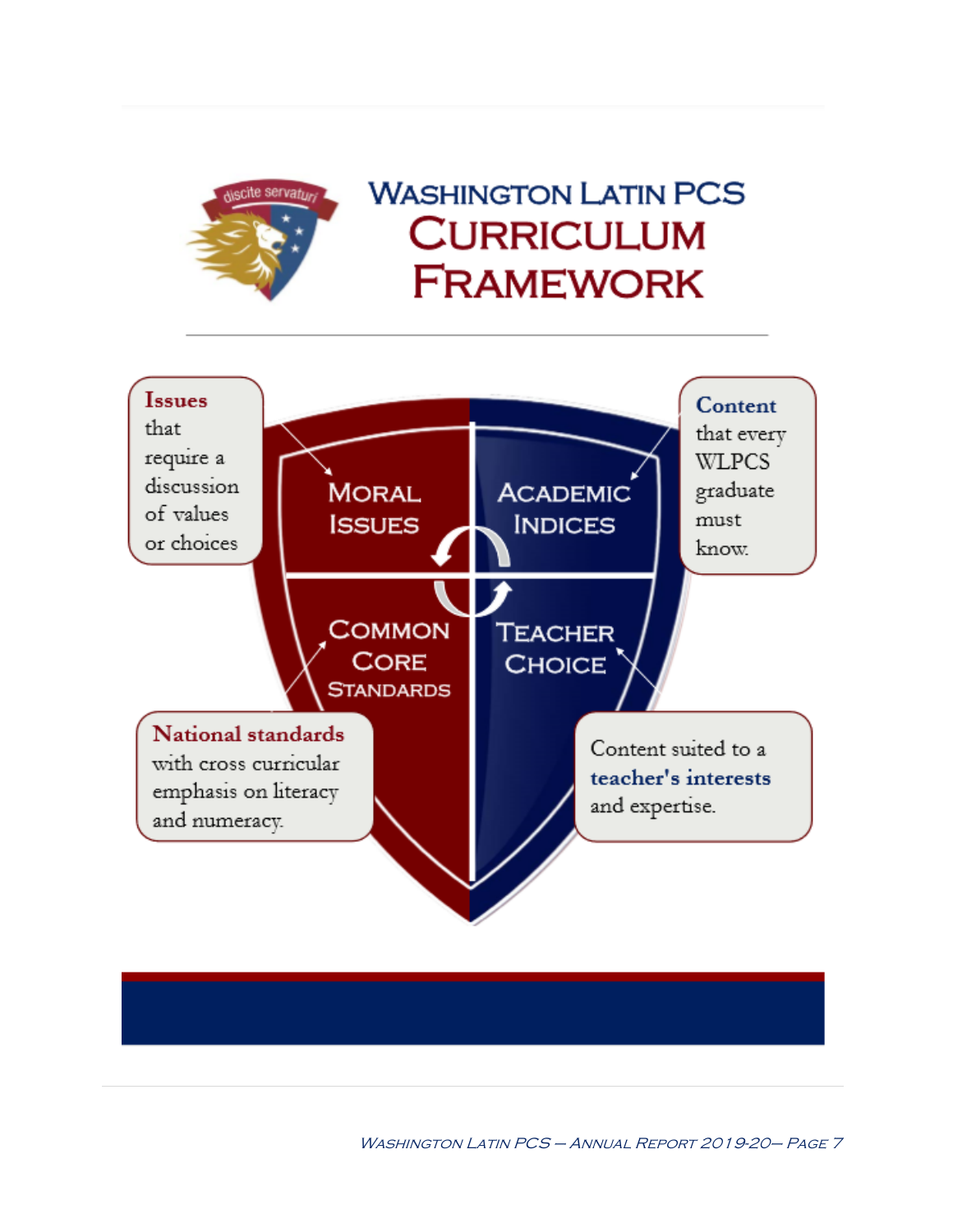# Washington Latin PCS Curriculum Framework

discite servaturi

**Issues** that require a discussion of values or choices

**Content** that every WLPCS graduate must know.

MORAL ISSUES

ACADEMIC INDICES

COMMON CORE STANDARDS

TEACHER CHOICE

**National standards** with cross curricular emphasis on literacy and numeracy.

Content suited to a **teacher's interests** and expertise.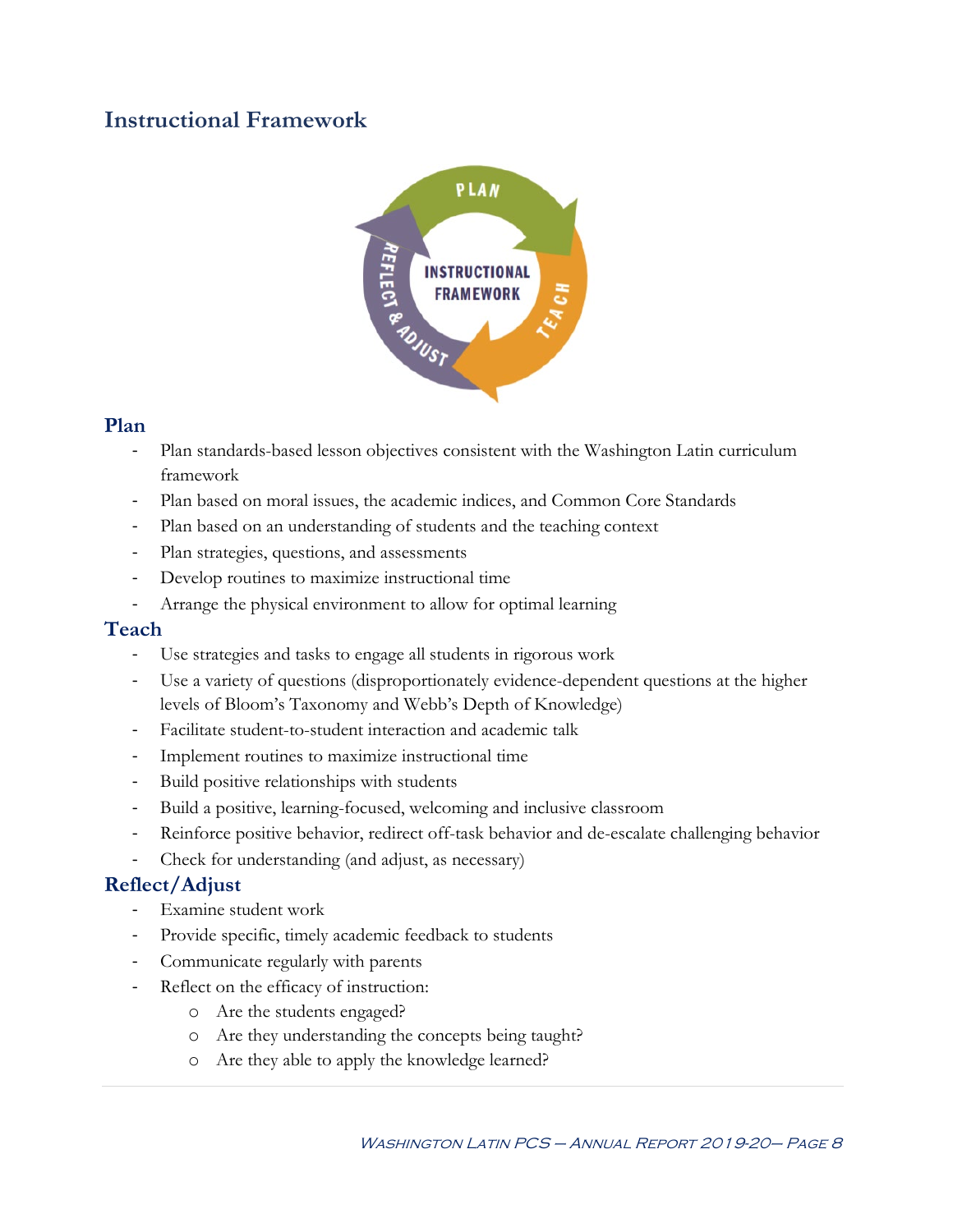## Instructional Framework

### Plan

- Plan standards-based lesson objectives consistent with the Washington Latin curriculum framework
- Plan based on moral issues, the academic indices, and Common Core Standards
- Plan based on an understanding of students and the teaching context
- Plan strategies, questions, and assessments
- Develop routines to maximize instructional time
- Arrange the physical environment to allow for optimal learning

### Teach

- Use strategies and tasks to engage all students in rigorous work
- Use a variety of questions (disproportionately evidence-dependent questions at the higher levels of Bloom's Taxonomy and Webb's Depth of Knowledge)
- Facilitate student-to-student interaction and academic talk
- Implement routines to maximize instructional time
- Build positive relationships with students
- Build a positive, learning-focused, welcoming and inclusive classroom
- Reinforce positive behavior, redirect off-task behavior and de-escalate challenging behavior
- Check for understanding (and adjust, as necessary)

### Reflect/Adjust

- Examine student work
- Provide specific, timely academic feedback to students
- Communicate regularly with parents
- Reflect on the efficacy of instruction:
  - Are the students engaged?
  - Are they understanding the concepts being taught?
  - Are they able to apply the knowledge learned?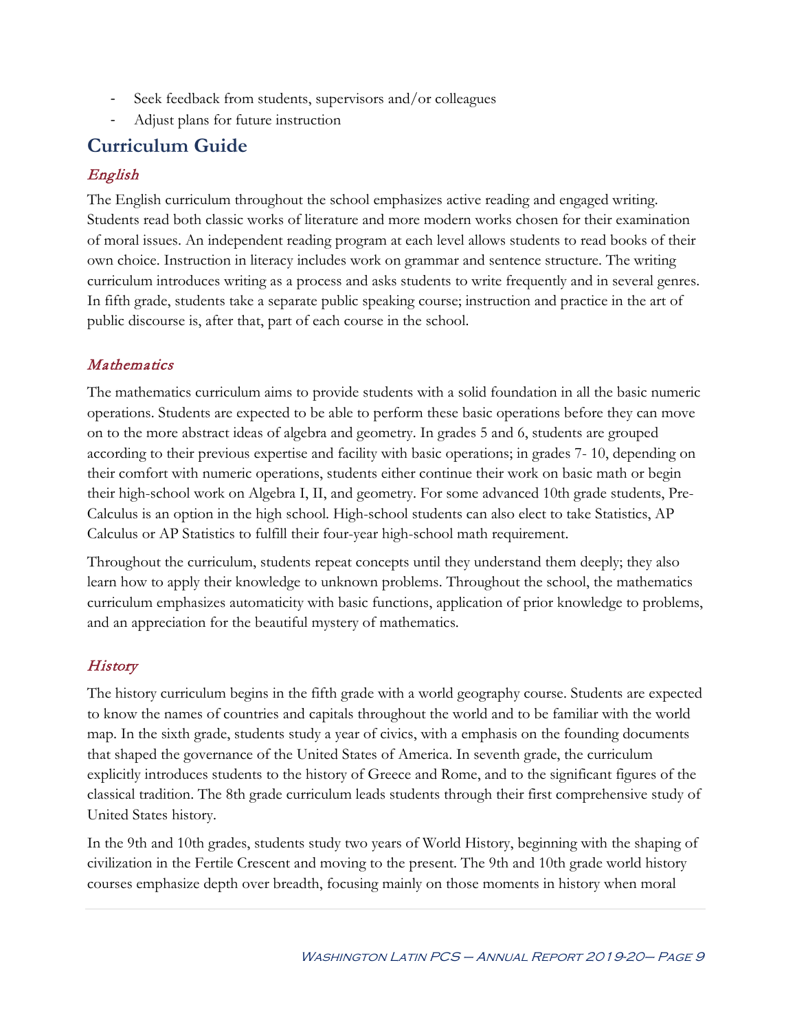- Seek feedback from students, supervisors and/or colleagues
- Adjust plans for future instruction

## Curriculum Guide

### *English*

The English curriculum throughout the school emphasizes active reading and engaged writing. Students read both classic works of literature and more modern works chosen for their examination of moral issues. An independent reading program at each level allows students to read books of their own choice. Instruction in literacy includes work on grammar and sentence structure. The writing curriculum introduces writing as a process and asks students to write frequently and in several genres. In fifth grade, students take a separate public speaking course; instruction and practice in the art of public discourse is, after that, part of each course in the school.

### *Mathematics*

The mathematics curriculum aims to provide students with a solid foundation in all the basic numeric operations. Students are expected to be able to perform these basic operations before they can move on to the more abstract ideas of algebra and geometry. In grades 5 and 6, students are grouped according to their previous expertise and facility with basic operations; in grades 7- 10, depending on their comfort with numeric operations, students either continue their work on basic math or begin their high-school work on Algebra I, II, and geometry. For some advanced 10th grade students, Pre-Calculus is an option in the high school. High-school students can also elect to take Statistics, AP Calculus or AP Statistics to fulfill their four-year high-school math requirement.

Throughout the curriculum, students repeat concepts until they understand them deeply; they also learn how to apply their knowledge to unknown problems. Throughout the school, the mathematics curriculum emphasizes automaticity with basic functions, application of prior knowledge to problems, and an appreciation for the beautiful mystery of mathematics.

### *History*

The history curriculum begins in the fifth grade with a world geography course. Students are expected to know the names of countries and capitals throughout the world and to be familiar with the world map. In the sixth grade, students study a year of civics, with a emphasis on the founding documents that shaped the governance of the United States of America. In seventh grade, the curriculum explicitly introduces students to the history of Greece and Rome, and to the significant figures of the classical tradition. The 8th grade curriculum leads students through their first comprehensive study of United States history.

In the 9th and 10th grades, students study two years of World History, beginning with the shaping of civilization in the Fertile Crescent and moving to the present. The 9th and 10th grade world history courses emphasize depth over breadth, focusing mainly on those moments in history when moral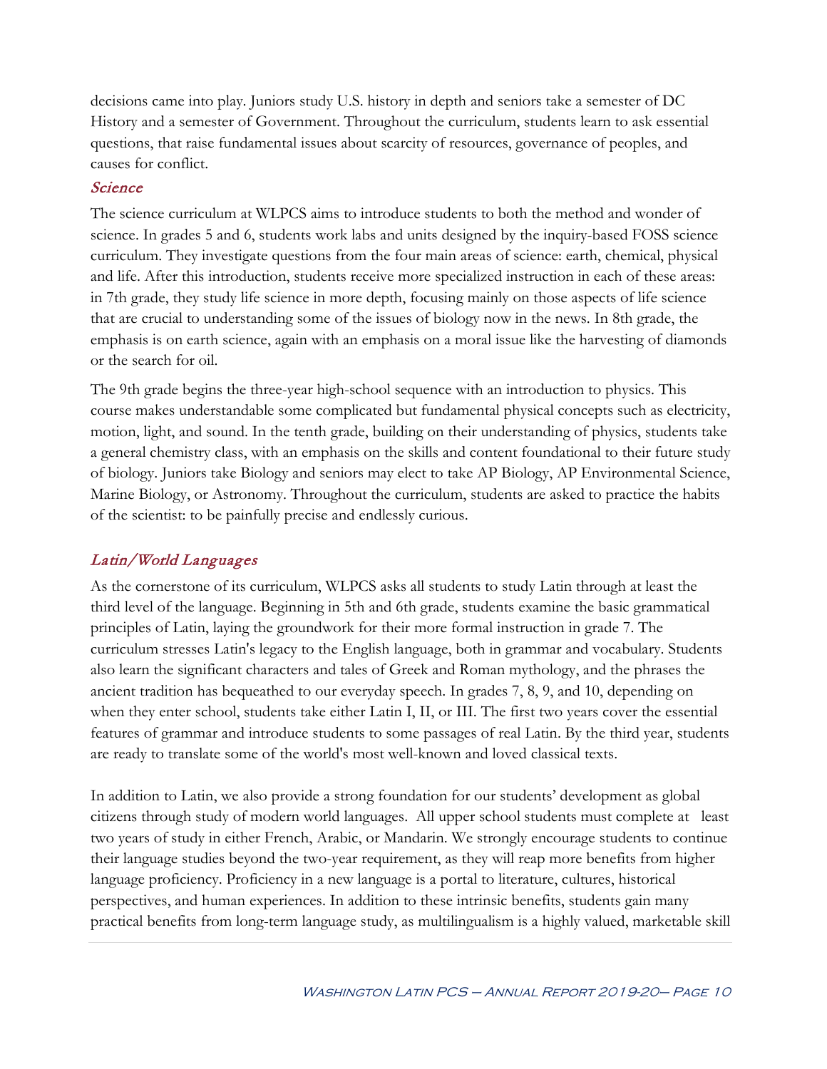decisions came into play. Juniors study U.S. history in depth and seniors take a semester of DC History and a semester of Government. Throughout the curriculum, students learn to ask essential questions, that raise fundamental issues about scarcity of resources, governance of peoples, and causes for conflict.

### *Science*

The science curriculum at WLPCS aims to introduce students to both the method and wonder of science. In grades 5 and 6, students work labs and units designed by the inquiry-based FOSS science curriculum. They investigate questions from the four main areas of science: earth, chemical, physical and life. After this introduction, students receive more specialized instruction in each of these areas: in 7th grade, they study life science in more depth, focusing mainly on those aspects of life science that are crucial to understanding some of the issues of biology now in the news. In 8th grade, the emphasis is on earth science, again with an emphasis on a moral issue like the harvesting of diamonds or the search for oil.

The 9th grade begins the three-year high-school sequence with an introduction to physics. This course makes understandable some complicated but fundamental physical concepts such as electricity, motion, light, and sound. In the tenth grade, building on their understanding of physics, students take a general chemistry class, with an emphasis on the skills and content foundational to their future study of biology. Juniors take Biology and seniors may elect to take AP Biology, AP Environmental Science, Marine Biology, or Astronomy. Throughout the curriculum, students are asked to practice the habits of the scientist: to be painfully precise and endlessly curious.

### *Latin/World Languages*

As the cornerstone of its curriculum, WLPCS asks all students to study Latin through at least the third level of the language. Beginning in 5th and 6th grade, students examine the basic grammatical principles of Latin, laying the groundwork for their more formal instruction in grade 7. The curriculum stresses Latin's legacy to the English language, both in grammar and vocabulary. Students also learn the significant characters and tales of Greek and Roman mythology, and the phrases the ancient tradition has bequeathed to our everyday speech. In grades 7, 8, 9, and 10, depending on when they enter school, students take either Latin I, II, or III. The first two years cover the essential features of grammar and introduce students to some passages of real Latin. By the third year, students are ready to translate some of the world's most well-known and loved classical texts.

In addition to Latin, we also provide a strong foundation for our students' development as global citizens through study of modern world languages. All upper school students must complete at least two years of study in either French, Arabic, or Mandarin. We strongly encourage students to continue their language studies beyond the two-year requirement, as they will reap more benefits from higher language proficiency. Proficiency in a new language is a portal to literature, cultures, historical perspectives, and human experiences. In addition to these intrinsic benefits, students gain many practical benefits from long-term language study, as multilingualism is a highly valued, marketable skill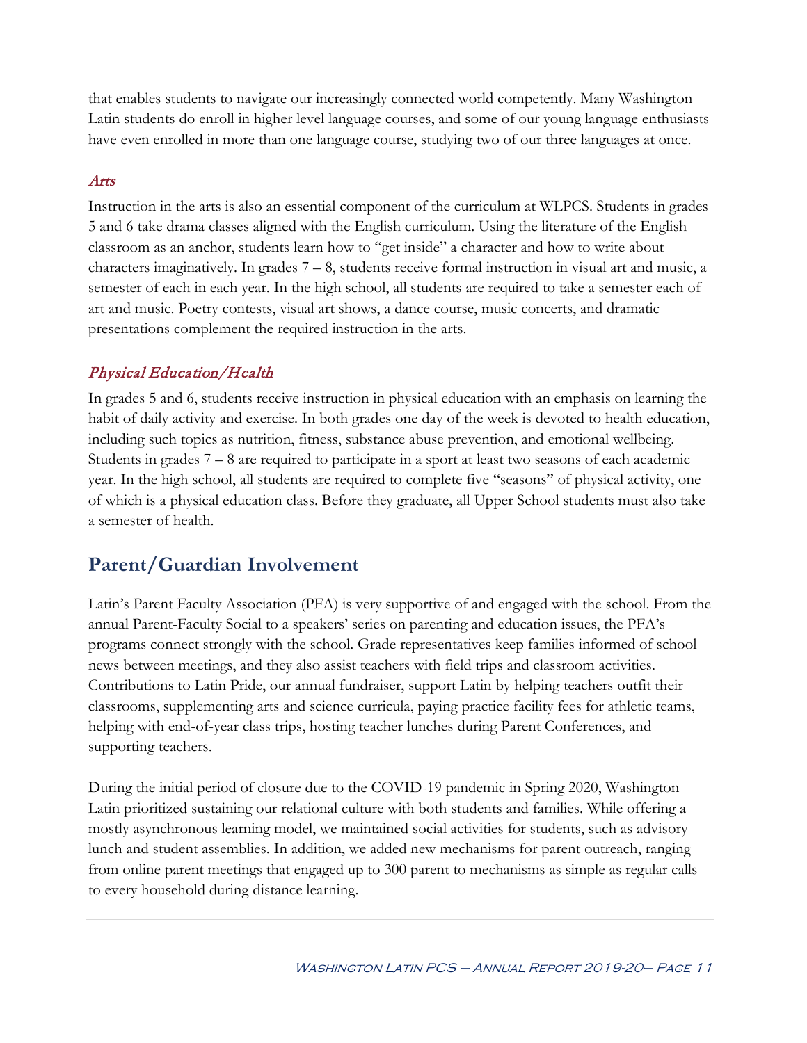that enables students to navigate our increasingly connected world competently. Many Washington Latin students do enroll in higher level language courses, and some of our young language enthusiasts have even enrolled in more than one language course, studying two of our three languages at once.

### *Arts*

Instruction in the arts is also an essential component of the curriculum at WLPCS. Students in grades 5 and 6 take drama classes aligned with the English curriculum. Using the literature of the English classroom as an anchor, students learn how to "get inside" a character and how to write about characters imaginatively. In grades 7 – 8, students receive formal instruction in visual art and music, a semester of each in each year. In the high school, all students are required to take a semester each of art and music. Poetry contests, visual art shows, a dance course, music concerts, and dramatic presentations complement the required instruction in the arts.

### *Physical Education/Health*

In grades 5 and 6, students receive instruction in physical education with an emphasis on learning the habit of daily activity and exercise. In both grades one day of the week is devoted to health education, including such topics as nutrition, fitness, substance abuse prevention, and emotional wellbeing. Students in grades 7 – 8 are required to participate in a sport at least two seasons of each academic year. In the high school, all students are required to complete five "seasons" of physical activity, one of which is a physical education class. Before they graduate, all Upper School students must also take a semester of health.

## Parent/Guardian Involvement

Latin's Parent Faculty Association (PFA) is very supportive of and engaged with the school. From the annual Parent-Faculty Social to a speakers' series on parenting and education issues, the PFA's programs connect strongly with the school. Grade representatives keep families informed of school news between meetings, and they also assist teachers with field trips and classroom activities. Contributions to Latin Pride, our annual fundraiser, support Latin by helping teachers outfit their classrooms, supplementing arts and science curricula, paying practice facility fees for athletic teams, helping with end-of-year class trips, hosting teacher lunches during Parent Conferences, and supporting teachers.

During the initial period of closure due to the COVID-19 pandemic in Spring 2020, Washington Latin prioritized sustaining our relational culture with both students and families. While offering a mostly asynchronous learning model, we maintained social activities for students, such as advisory lunch and student assemblies. In addition, we added new mechanisms for parent outreach, ranging from online parent meetings that engaged up to 300 parent to mechanisms as simple as regular calls to every household during distance learning.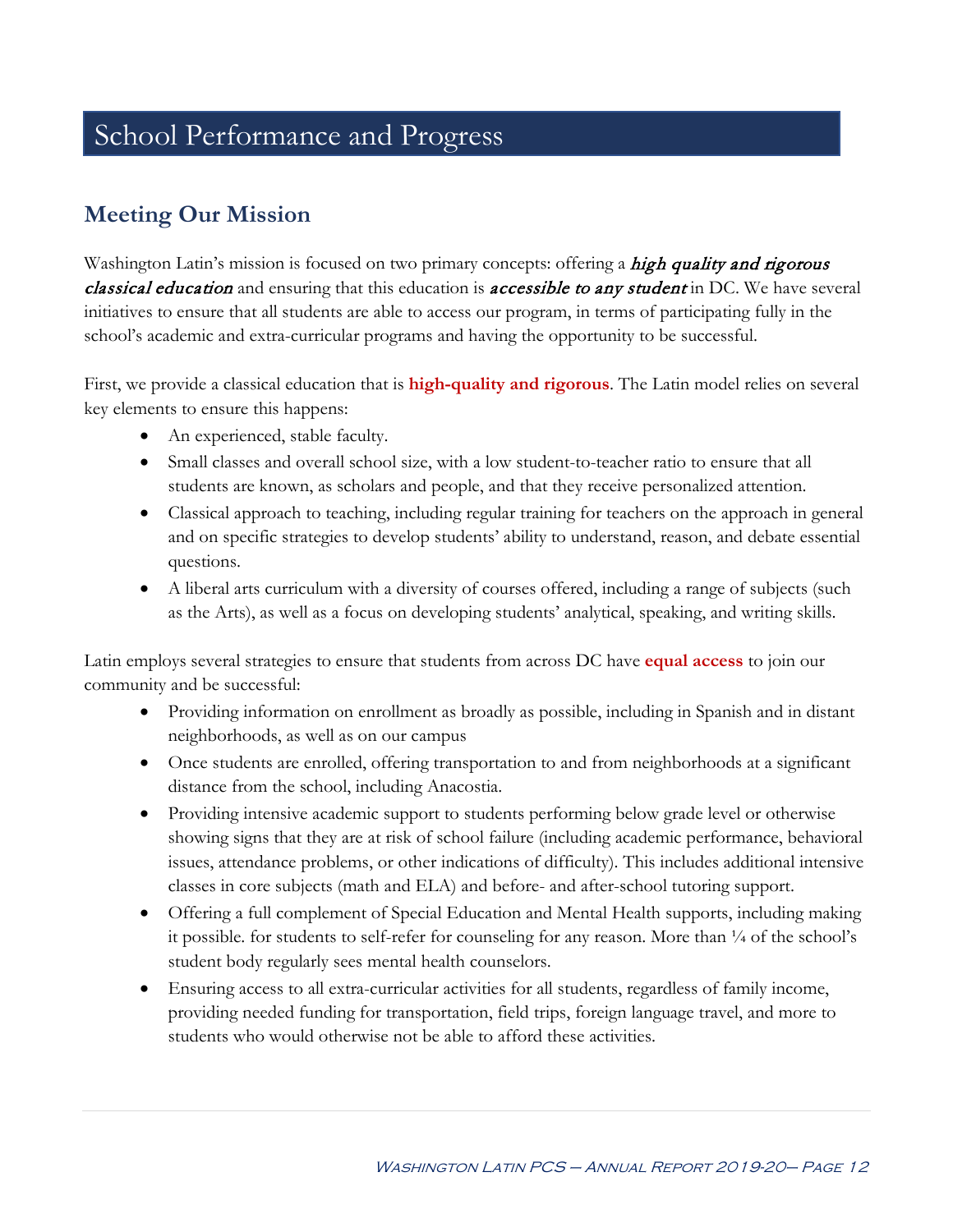# School Performance and Progress

## Meeting Our Mission

Washington Latin's mission is focused on two primary concepts: offering a ***high quality and rigorous classical education*** and ensuring that this education is ***accessible to any student*** in DC. We have several initiatives to ensure that all students are able to access our program, in terms of participating fully in the school's academic and extra-curricular programs and having the opportunity to be successful.

First, we provide a classical education that is **high-quality and rigorous**. The Latin model relies on several key elements to ensure this happens:

- An experienced, stable faculty.
- Small classes and overall school size, with a low student-to-teacher ratio to ensure that all students are known, as scholars and people, and that they receive personalized attention.
- Classical approach to teaching, including regular training for teachers on the approach in general and on specific strategies to develop students' ability to understand, reason, and debate essential questions.
- A liberal arts curriculum with a diversity of courses offered, including a range of subjects (such as the Arts), as well as a focus on developing students' analytical, speaking, and writing skills.

Latin employs several strategies to ensure that students from across DC have **equal access** to join our community and be successful:

- Providing information on enrollment as broadly as possible, including in Spanish and in distant neighborhoods, as well as on our campus
- Once students are enrolled, offering transportation to and from neighborhoods at a significant distance from the school, including Anacostia.
- Providing intensive academic support to students performing below grade level or otherwise showing signs that they are at risk of school failure (including academic performance, behavioral issues, attendance problems, or other indications of difficulty). This includes additional intensive classes in core subjects (math and ELA) and before- and after-school tutoring support.
- Offering a full complement of Special Education and Mental Health supports, including making it possible. for students to self-refer for counseling for any reason. More than ¼ of the school's student body regularly sees mental health counselors.
- Ensuring access to all extra-curricular activities for all students, regardless of family income, providing needed funding for transportation, field trips, foreign language travel, and more to students who would otherwise not be able to afford these activities.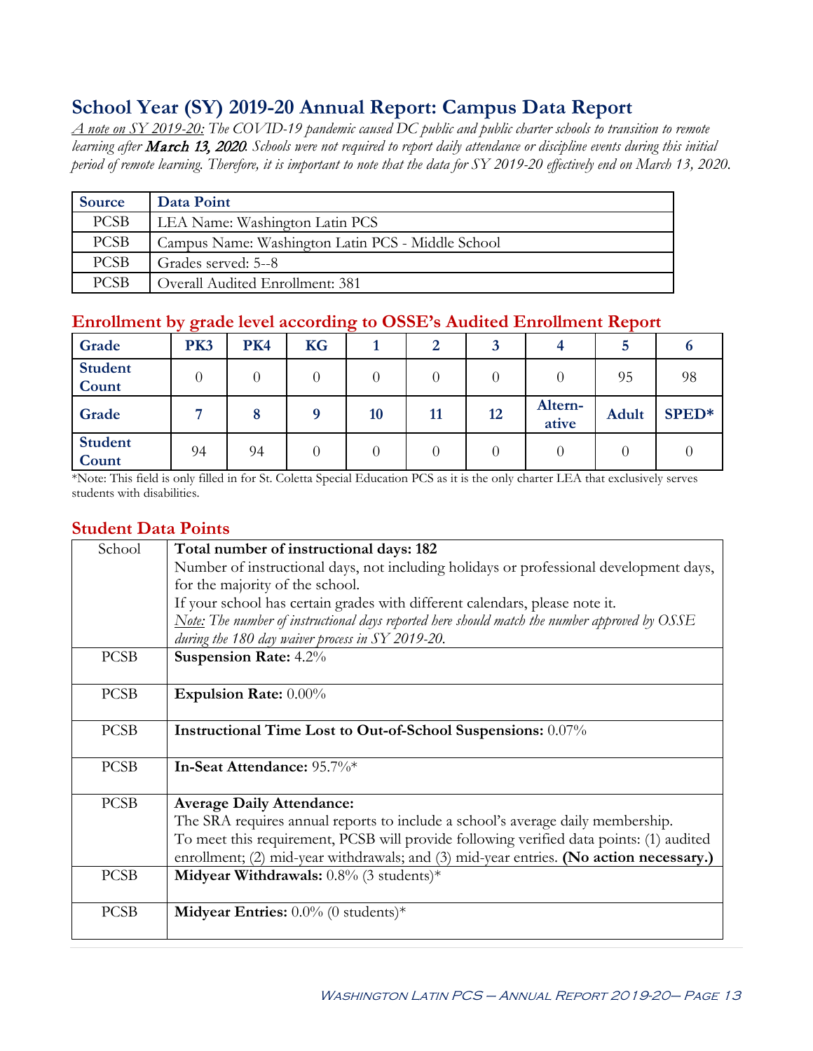## School Year (SY) 2019-20 Annual Report: Campus Data Report

*<u>A note on SY 2019-20:</u> The COVID-19 pandemic caused DC public and public charter schools to transition to remote learning after March 13, 2020. Schools were not required to report daily attendance or discipline events during this initial period of remote learning. Therefore, it is important to note that the data for SY 2019-20 effectively end on March 13, 2020.*

| Source | Data Point |
|---|---|
| PCSB | LEA Name: Washington Latin PCS |
| PCSB | Campus Name: Washington Latin PCS - Middle School |
| PCSB | Grades served: 5--8 |
| PCSB | Overall Audited Enrollment: 381 |

### Enrollment by grade level according to OSSE's Audited Enrollment Report

| Grade | PK3 | PK4 | KG | 1 | 2 | 3 | 4 | 5 | 6 |
|---|---|---|---|---|---|---|---|---|---|
| Student Count | 0 | 0 | 0 | 0 | 0 | 0 | 0 | 95 | 98 |
| **Grade** | **7** | **8** | **9** | **10** | **11** | **12** | **Altern-ative** | **Adult** | **SPED*** |
| **Student Count** | 94 | 94 | 0 | 0 | 0 | 0 | 0 | 0 | 0 |

*Note: This field is only filled in for St. Coletta Special Education PCS as it is the only charter LEA that exclusively serves students with disabilities.

### Student Data Points

| School | **Total number of instructional days: 182**<br>Number of instructional days, not including holidays or professional development days, for the majority of the school.<br>If your school has certain grades with different calendars, please note it.<br>*<u>Note:</u> The number of instructional days reported here should match the number approved by OSSE during the 180 day waiver process in SY 2019-20.* |
|---|---|
| PCSB | **Suspension Rate:** 4.2% |
| PCSB | **Expulsion Rate:** 0.00% |
| PCSB | **Instructional Time Lost to Out-of-School Suspensions:** 0.07% |
| PCSB | **In-Seat Attendance:** 95.7%* |
| PCSB | **Average Daily Attendance:**<br>The SRA requires annual reports to include a school's average daily membership.<br>To meet this requirement, PCSB will provide following verified data points: (1) audited enrollment; (2) mid-year withdrawals; and (3) mid-year entries. **(No action necessary.)** |
| PCSB | **Midyear Withdrawals:** 0.8% (3 students)* |
| PCSB | **Midyear Entries:** 0.0% (0 students)* |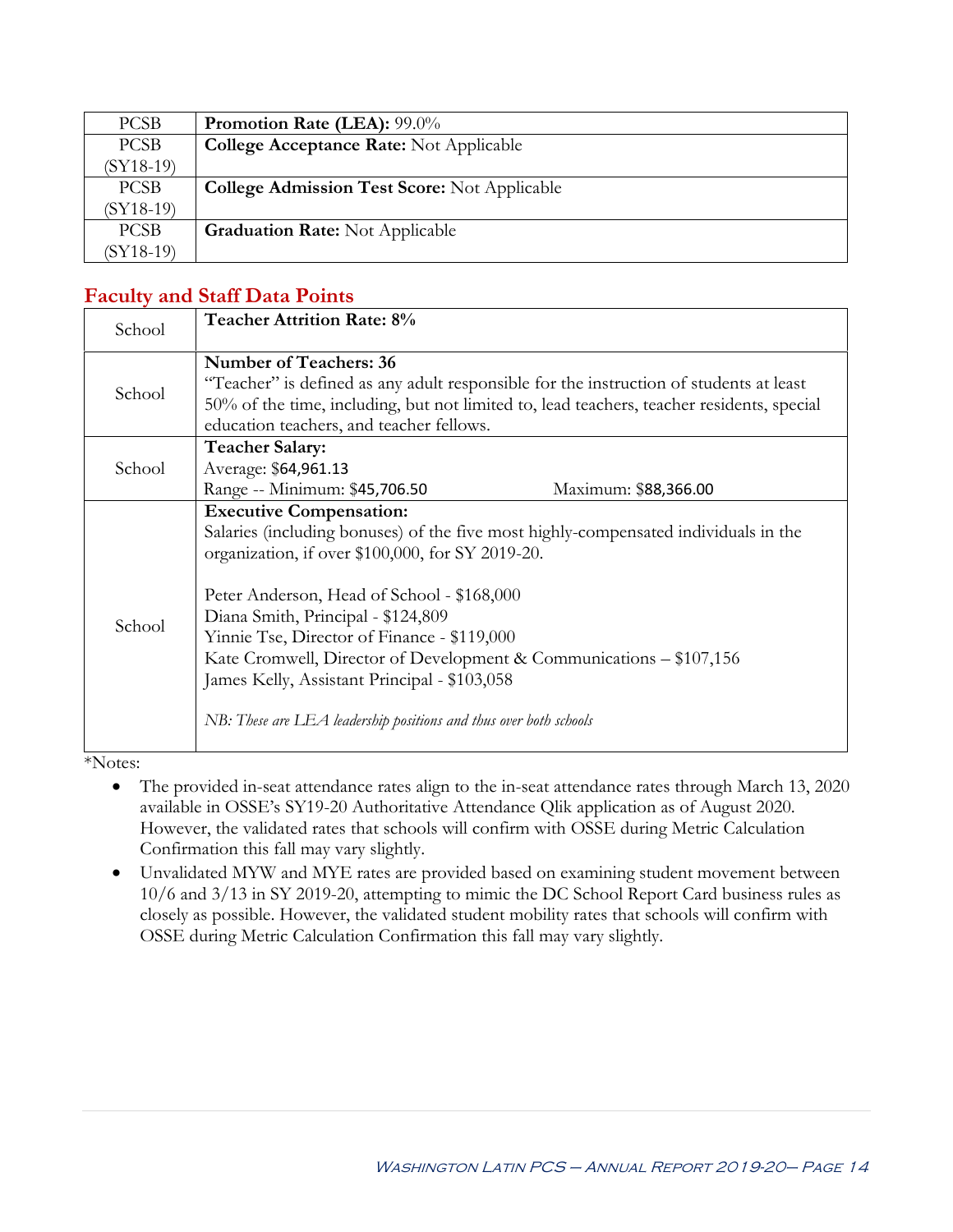| | |
|---|---|
| PCSB | **Promotion Rate (LEA):** 99.0% |
| PCSB (SY18-19) | **College Acceptance Rate:** Not Applicable |
| PCSB (SY18-19) | **College Admission Test Score:** Not Applicable |
| PCSB (SY18-19) | **Graduation Rate:** Not Applicable |

## Faculty and Staff Data Points

| | |
|---|---|
| School | **Teacher Attrition Rate: 8%** |
| School | **Number of Teachers: 36**<br>"Teacher" is defined as any adult responsible for the instruction of students at least 50% of the time, including, but not limited to, lead teachers, teacher residents, special education teachers, and teacher fellows. |
| School | **Teacher Salary:**<br>Average: $64,961.13<br>Range -- Minimum: $45,706.50 Maximum: $88,366.00 |
| School | **Executive Compensation:**<br>Salaries (including bonuses) of the five most highly-compensated individuals in the organization, if over $100,000, for SY 2019-20.<br><br>Peter Anderson, Head of School - $168,000<br>Diana Smith, Principal - $124,809<br>Yinnie Tse, Director of Finance - $119,000<br>Kate Cromwell, Director of Development & Communications – $107,156<br>James Kelly, Assistant Principal - $103,058<br><br>*NB: These are LEA leadership positions and thus over both schools* |

*Notes:

- The provided in-seat attendance rates align to the in-seat attendance rates through March 13, 2020 available in OSSE's SY19-20 Authoritative Attendance Qlik application as of August 2020. However, the validated rates that schools will confirm with OSSE during Metric Calculation Confirmation this fall may vary slightly.
- Unvalidated MYW and MYE rates are provided based on examining student movement between 10/6 and 3/13 in SY 2019-20, attempting to mimic the DC School Report Card business rules as closely as possible. However, the validated student mobility rates that schools will confirm with OSSE during Metric Calculation Confirmation this fall may vary slightly.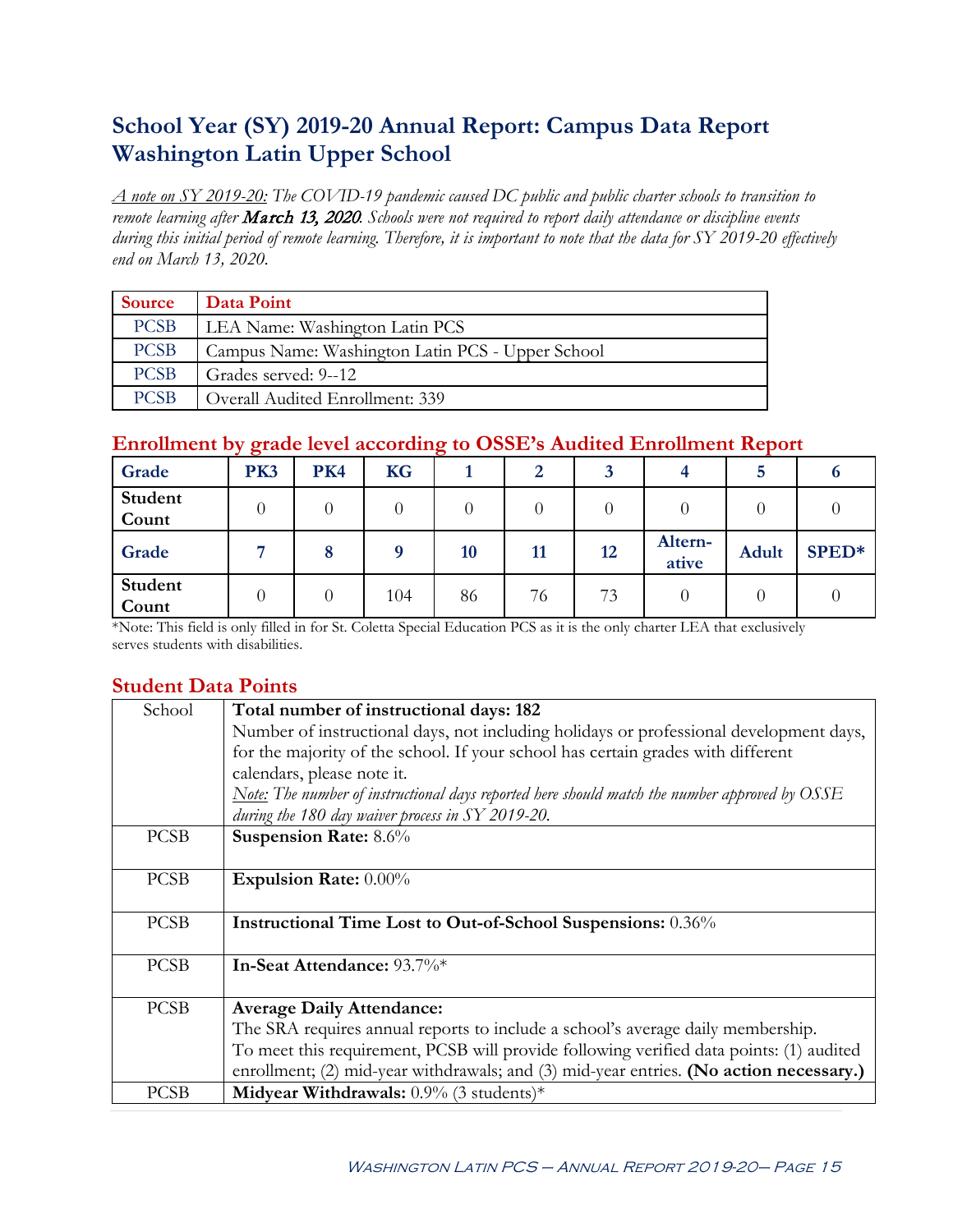# School Year (SY) 2019-20 Annual Report: Campus Data Report Washington Latin Upper School

*<u>A note on SY 2019-20:</u> The COVID-19 pandemic caused DC public and public charter schools to transition to remote learning after March 13, 2020. Schools were not required to report daily attendance or discipline events during this initial period of remote learning. Therefore, it is important to note that the data for SY 2019-20 effectively end on March 13, 2020.*

| Source | Data Point |
|---|---|
| PCSB | LEA Name: Washington Latin PCS |
| PCSB | Campus Name: Washington Latin PCS - Upper School |
| PCSB | Grades served: 9--12 |
| PCSB | Overall Audited Enrollment: 339 |

## Enrollment by grade level according to OSSE's Audited Enrollment Report

| Grade | PK3 | PK4 | KG | 1 | 2 | 3 | 4 | 5 | 6 |
|---|---|---|---|---|---|---|---|---|---|
| Student Count | 0 | 0 | 0 | 0 | 0 | 0 | 0 | 0 | 0 |
| **Grade** | **7** | **8** | **9** | **10** | **11** | **12** | **Altern-ative** | **Adult** | **SPED*** |
| Student Count | 0 | 0 | 104 | 86 | 76 | 73 | 0 | 0 | 0 |

*Note: This field is only filled in for St. Coletta Special Education PCS as it is the only charter LEA that exclusively serves students with disabilities.

## Student Data Points

| | |
|---|---|
| School | **Total number of instructional days: 182**<br>Number of instructional days, not including holidays or professional development days, for the majority of the school. If your school has certain grades with different calendars, please note it.<br>*<u>Note:</u> The number of instructional days reported here should match the number approved by OSSE during the 180 day waiver process in SY 2019-20.* |
| PCSB | **Suspension Rate:** 8.6% |
| PCSB | **Expulsion Rate:** 0.00% |
| PCSB | **Instructional Time Lost to Out-of-School Suspensions:** 0.36% |
| PCSB | **In-Seat Attendance:** 93.7%* |
| PCSB | **Average Daily Attendance:**<br>The SRA requires annual reports to include a school's average daily membership. To meet this requirement, PCSB will provide following verified data points: (1) audited enrollment; (2) mid-year withdrawals; and (3) mid-year entries. **(No action necessary.)** |
| PCSB | **Midyear Withdrawals:** 0.9% (3 students)* |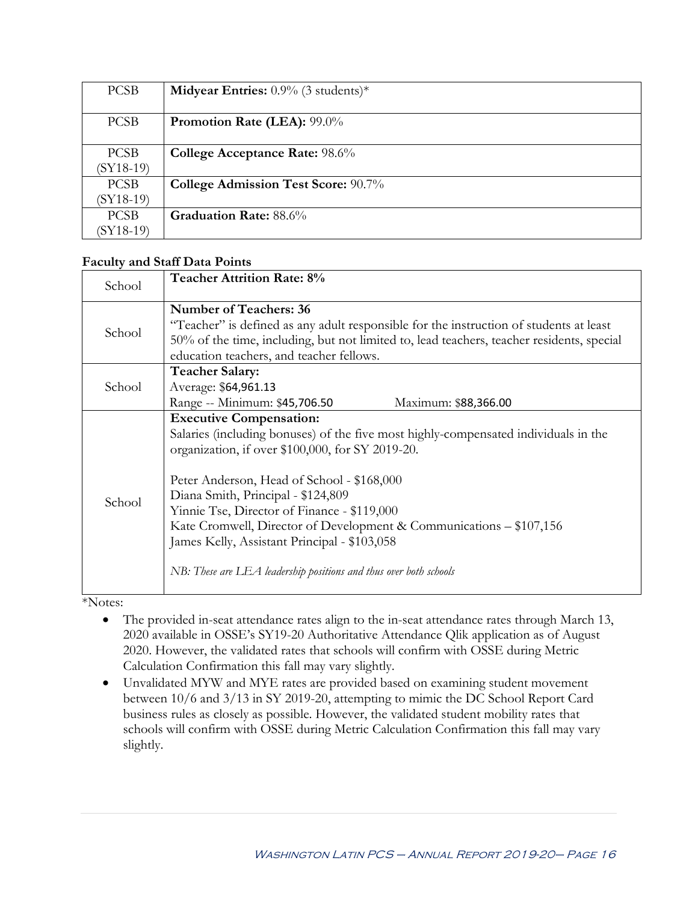| | |
|---|---|
| PCSB | **Midyear Entries:** 0.9% (3 students)* |
| PCSB | **Promotion Rate (LEA):** 99.0% |
| PCSB (SY18-19) | **College Acceptance Rate:** 98.6% |
| PCSB (SY18-19) | **College Admission Test Score:** 90.7% |
| PCSB (SY18-19) | **Graduation Rate:** 88.6% |

**Faculty and Staff Data Points**

| | |
|---|---|
| School | **Teacher Attrition Rate: 8%** |
| School | **Number of Teachers: 36**<br>"Teacher" is defined as any adult responsible for the instruction of students at least 50% of the time, including, but not limited to, lead teachers, teacher residents, special education teachers, and teacher fellows. |
| School | **Teacher Salary:**<br>Average: $64,961.13<br>Range -- Minimum: $45,706.50 Maximum: $88,366.00 |
| School | **Executive Compensation:**<br>Salaries (including bonuses) of the five most highly-compensated individuals in the organization, if over $100,000, for SY 2019-20.<br><br>Peter Anderson, Head of School - $168,000<br>Diana Smith, Principal - $124,809<br>Yinnie Tse, Director of Finance - $119,000<br>Kate Cromwell, Director of Development & Communications – $107,156<br>James Kelly, Assistant Principal - $103,058<br><br>*NB: These are LEA leadership positions and thus over both schools* |

*Notes:

- The provided in-seat attendance rates align to the in-seat attendance rates through March 13, 2020 available in OSSE's SY19-20 Authoritative Attendance Qlik application as of August 2020. However, the validated rates that schools will confirm with OSSE during Metric Calculation Confirmation this fall may vary slightly.
- Unvalidated MYW and MYE rates are provided based on examining student movement between 10/6 and 3/13 in SY 2019-20, attempting to mimic the DC School Report Card business rules as closely as possible. However, the validated student mobility rates that schools will confirm with OSSE during Metric Calculation Confirmation this fall may vary slightly.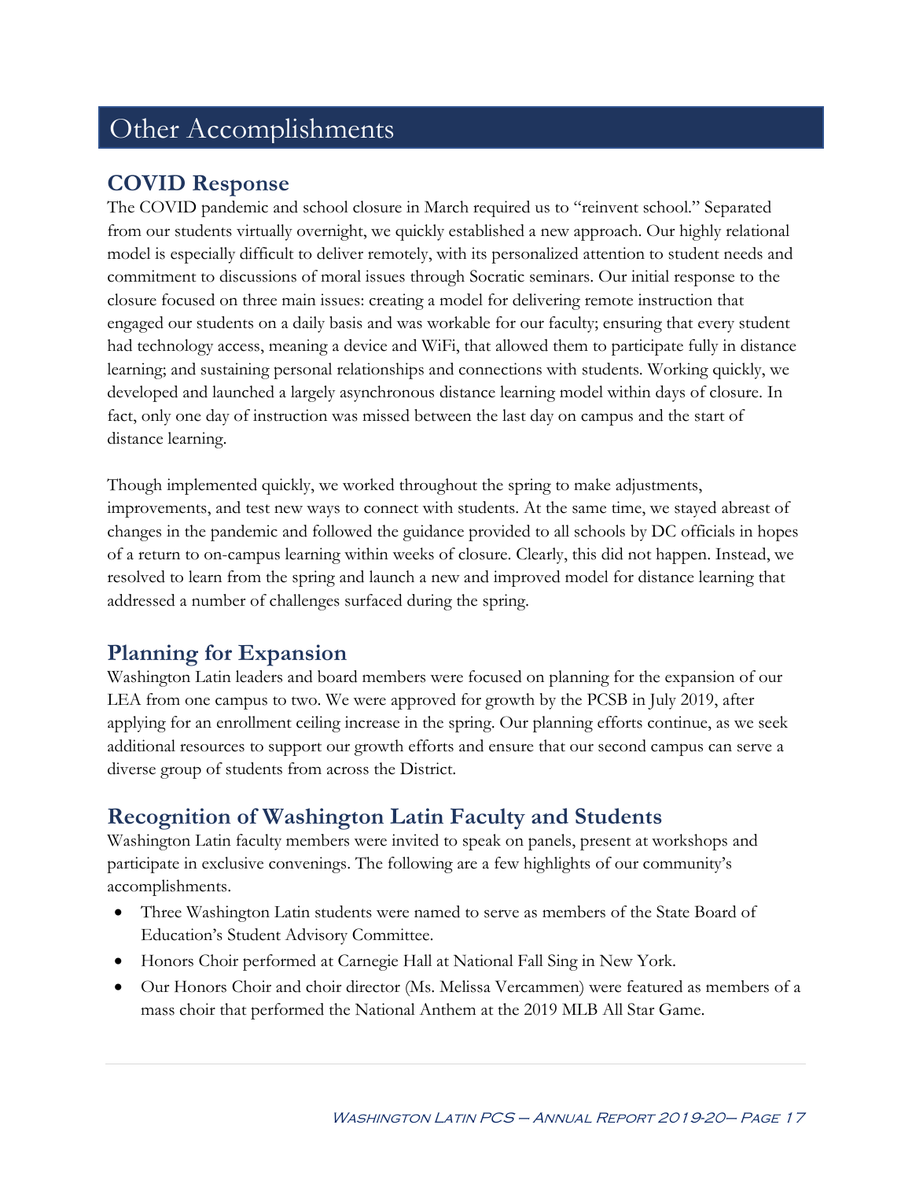# Other Accomplishments

## COVID Response

The COVID pandemic and school closure in March required us to "reinvent school." Separated from our students virtually overnight, we quickly established a new approach. Our highly relational model is especially difficult to deliver remotely, with its personalized attention to student needs and commitment to discussions of moral issues through Socratic seminars. Our initial response to the closure focused on three main issues: creating a model for delivering remote instruction that engaged our students on a daily basis and was workable for our faculty; ensuring that every student had technology access, meaning a device and WiFi, that allowed them to participate fully in distance learning; and sustaining personal relationships and connections with students. Working quickly, we developed and launched a largely asynchronous distance learning model within days of closure. In fact, only one day of instruction was missed between the last day on campus and the start of distance learning.

Though implemented quickly, we worked throughout the spring to make adjustments, improvements, and test new ways to connect with students. At the same time, we stayed abreast of changes in the pandemic and followed the guidance provided to all schools by DC officials in hopes of a return to on-campus learning within weeks of closure. Clearly, this did not happen. Instead, we resolved to learn from the spring and launch a new and improved model for distance learning that addressed a number of challenges surfaced during the spring.

## Planning for Expansion

Washington Latin leaders and board members were focused on planning for the expansion of our LEA from one campus to two. We were approved for growth by the PCSB in July 2019, after applying for an enrollment ceiling increase in the spring. Our planning efforts continue, as we seek additional resources to support our growth efforts and ensure that our second campus can serve a diverse group of students from across the District.

## Recognition of Washington Latin Faculty and Students

Washington Latin faculty members were invited to speak on panels, present at workshops and participate in exclusive convenings. The following are a few highlights of our community's accomplishments.

- Three Washington Latin students were named to serve as members of the State Board of Education's Student Advisory Committee.
- Honors Choir performed at Carnegie Hall at National Fall Sing in New York.
- Our Honors Choir and choir director (Ms. Melissa Vercammen) were featured as members of a mass choir that performed the National Anthem at the 2019 MLB All Star Game.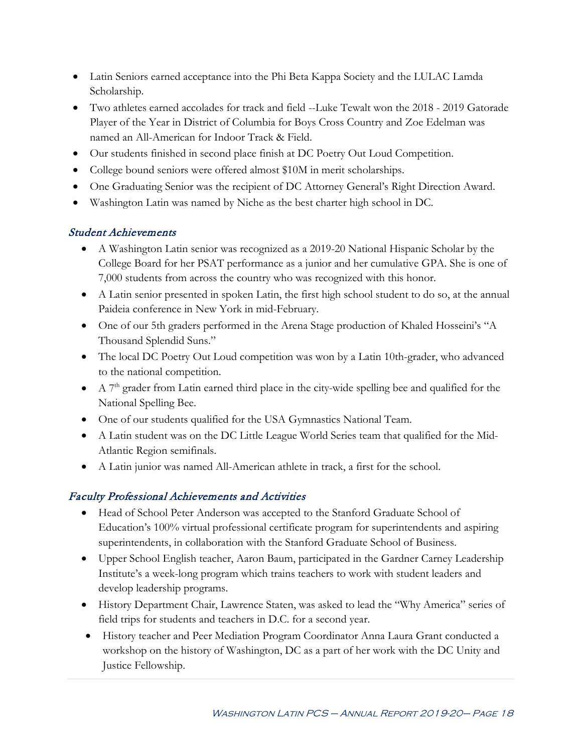- Latin Seniors earned acceptance into the Phi Beta Kappa Society and the LULAC Lamda Scholarship.
- Two athletes earned accolades for track and field --Luke Tewalt won the 2018 - 2019 Gatorade Player of the Year in District of Columbia for Boys Cross Country and Zoe Edelman was named an All-American for Indoor Track & Field.
- Our students finished in second place finish at DC Poetry Out Loud Competition.
- College bound seniors were offered almost $10M in merit scholarships.
- One Graduating Senior was the recipient of DC Attorney General's Right Direction Award.
- Washington Latin was named by Niche as the best charter high school in DC.

### *Student Achievements*

- A Washington Latin senior was recognized as a 2019-20 National Hispanic Scholar by the College Board for her PSAT performance as a junior and her cumulative GPA. She is one of 7,000 students from across the country who was recognized with this honor.
- A Latin senior presented in spoken Latin, the first high school student to do so, at the annual Paideia conference in New York in mid-February.
- One of our 5th graders performed in the Arena Stage production of Khaled Hosseini's "A Thousand Splendid Suns."
- The local DC Poetry Out Loud competition was won by a Latin 10th-grader, who advanced to the national competition.
- A 7th grader from Latin earned third place in the city-wide spelling bee and qualified for the National Spelling Bee.
- One of our students qualified for the USA Gymnastics National Team.
- A Latin student was on the DC Little League World Series team that qualified for the Mid-Atlantic Region semifinals.
- A Latin junior was named All-American athlete in track, a first for the school.

### *Faculty Professional Achievements and Activities*

- Head of School Peter Anderson was accepted to the Stanford Graduate School of Education's 100% virtual professional certificate program for superintendents and aspiring superintendents, in collaboration with the Stanford Graduate School of Business.
- Upper School English teacher, Aaron Baum, participated in the Gardner Carney Leadership Institute's a week-long program which trains teachers to work with student leaders and develop leadership programs.
- History Department Chair, Lawrence Staten, was asked to lead the "Why America" series of field trips for students and teachers in D.C. for a second year.
- History teacher and Peer Mediation Program Coordinator Anna Laura Grant conducted a workshop on the history of Washington, DC as a part of her work with the DC Unity and Justice Fellowship.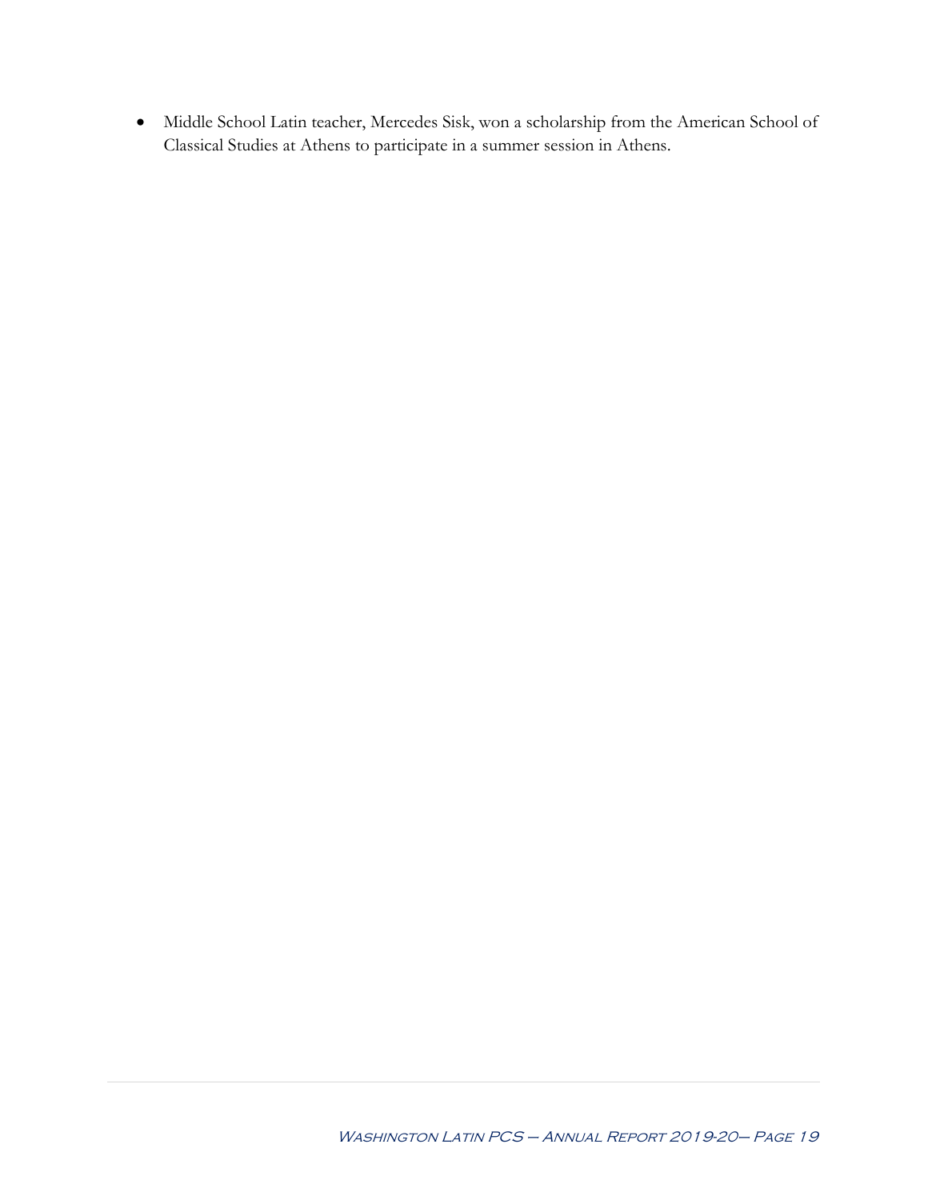- Middle School Latin teacher, Mercedes Sisk, won a scholarship from the American School of Classical Studies at Athens to participate in a summer session in Athens.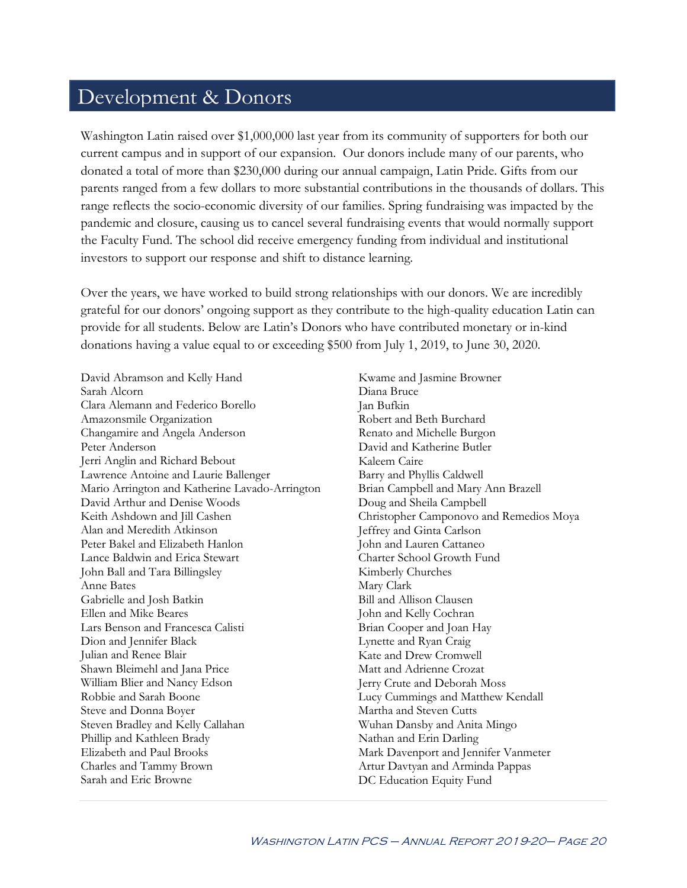# Development & Donors

Washington Latin raised over $1,000,000 last year from its community of supporters for both our current campus and in support of our expansion. Our donors include many of our parents, who donated a total of more than $230,000 during our annual campaign, Latin Pride. Gifts from our parents ranged from a few dollars to more substantial contributions in the thousands of dollars. This range reflects the socio-economic diversity of our families. Spring fundraising was impacted by the pandemic and closure, causing us to cancel several fundraising events that would normally support the Faculty Fund. The school did receive emergency funding from individual and institutional investors to support our response and shift to distance learning.

Over the years, we have worked to build strong relationships with our donors. We are incredibly grateful for our donors' ongoing support as they contribute to the high-quality education Latin can provide for all students. Below are Latin's Donors who have contributed monetary or in-kind donations having a value equal to or exceeding $500 from July 1, 2019, to June 30, 2020.

David Abramson and Kelly Hand
Sarah Alcorn
Clara Alemann and Federico Borello
Amazonsmile Organization
Changamire and Angela Anderson
Peter Anderson
Jerri Anglin and Richard Bebout
Lawrence Antoine and Laurie Ballenger
Mario Arrington and Katherine Lavado-Arrington
David Arthur and Denise Woods
Keith Ashdown and Jill Cashen
Alan and Meredith Atkinson
Peter Bakel and Elizabeth Hanlon
Lance Baldwin and Erica Stewart
John Ball and Tara Billingsley
Anne Bates
Gabrielle and Josh Batkin
Ellen and Mike Beares
Lars Benson and Francesca Calisti
Dion and Jennifer Black
Julian and Renee Blair
Shawn Bleimehl and Jana Price
William Blier and Nancy Edson
Robbie and Sarah Boone
Steve and Donna Boyer
Steven Bradley and Kelly Callahan
Phillip and Kathleen Brady
Elizabeth and Paul Brooks
Charles and Tammy Brown
Sarah and Eric Browne
Kwame and Jasmine Browner
Diana Bruce
Jan Bufkin
Robert and Beth Burchard
Renato and Michelle Burgon
David and Katherine Butler
Kaleem Caire
Barry and Phyllis Caldwell
Brian Campbell and Mary Ann Brazell
Doug and Sheila Campbell
Christopher Camponovo and Remedios Moya
Jeffrey and Ginta Carlson
John and Lauren Cattaneo
Charter School Growth Fund
Kimberly Churches
Mary Clark
Bill and Allison Clausen
John and Kelly Cochran
Brian Cooper and Joan Hay
Lynette and Ryan Craig
Kate and Drew Cromwell
Matt and Adrienne Crozat
Jerry Crute and Deborah Moss
Lucy Cummings and Matthew Kendall
Martha and Steven Cutts
Wuhan Dansby and Anita Mingo
Nathan and Erin Darling
Mark Davenport and Jennifer Vanmeter
Artur Davtyan and Arminda Pappas
DC Education Equity Fund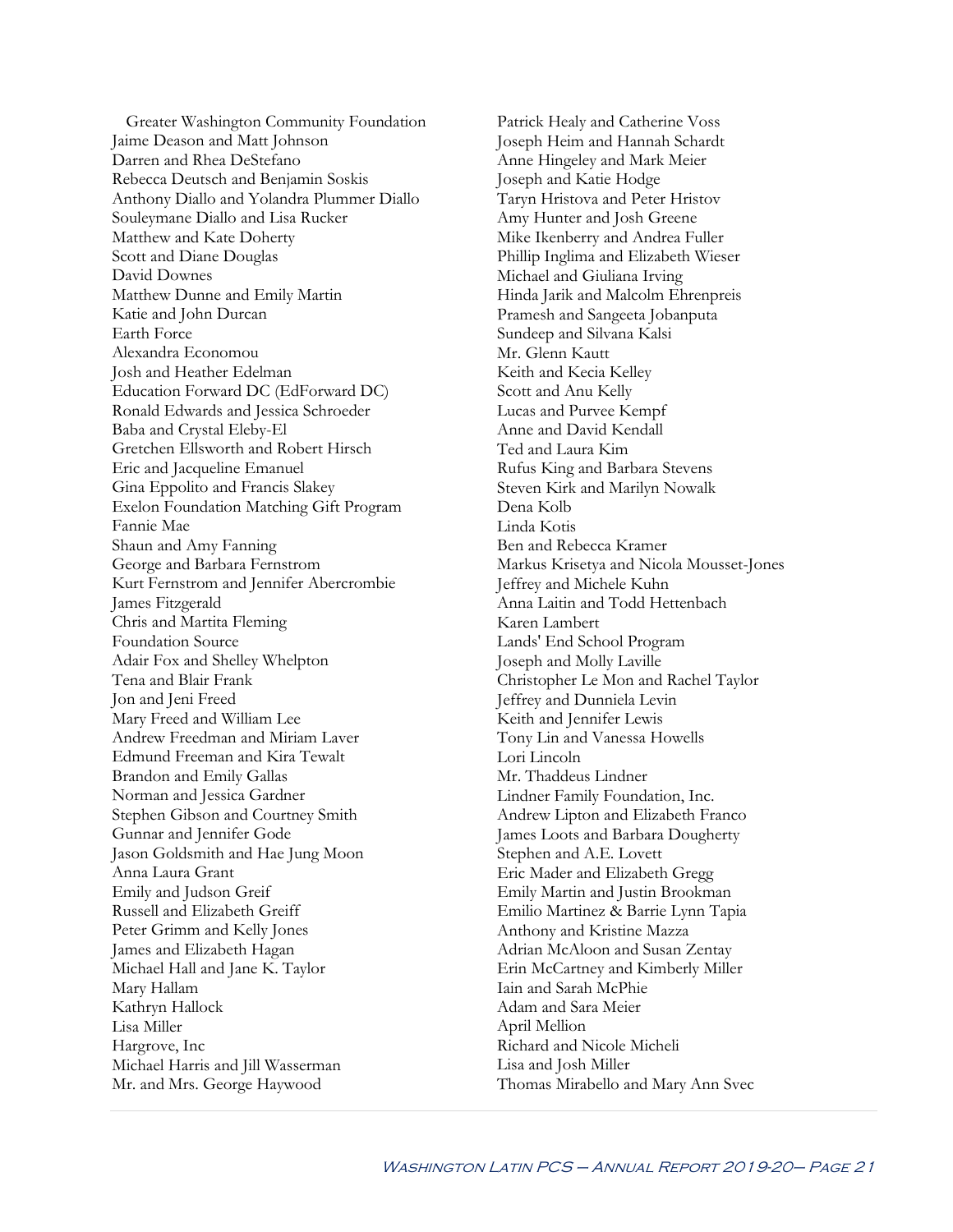Greater Washington Community Foundation
Jaime Deason and Matt Johnson
Darren and Rhea DeStefano
Rebecca Deutsch and Benjamin Soskis
Anthony Diallo and Yolandra Plummer Diallo
Souleymane Diallo and Lisa Rucker
Matthew and Kate Doherty
Scott and Diane Douglas
David Downes
Matthew Dunne and Emily Martin
Katie and John Durcan
Earth Force
Alexandra Economou
Josh and Heather Edelman
Education Forward DC (EdForward DC)
Ronald Edwards and Jessica Schroeder
Baba and Crystal Eleby-El
Gretchen Ellsworth and Robert Hirsch
Eric and Jacqueline Emanuel
Gina Eppolito and Francis Slakey
Exelon Foundation Matching Gift Program
Fannie Mae
Shaun and Amy Fanning
George and Barbara Fernstrom
Kurt Fernstrom and Jennifer Abercrombie
James Fitzgerald
Chris and Martita Fleming
Foundation Source
Adair Fox and Shelley Whelpton
Tena and Blair Frank
Jon and Jeni Freed
Mary Freed and William Lee
Andrew Freedman and Miriam Laver
Edmund Freeman and Kira Tewalt
Brandon and Emily Gallas
Norman and Jessica Gardner
Stephen Gibson and Courtney Smith
Gunnar and Jennifer Gode
Jason Goldsmith and Hae Jung Moon
Anna Laura Grant
Emily and Judson Greif
Russell and Elizabeth Greiff
Peter Grimm and Kelly Jones
James and Elizabeth Hagan
Michael Hall and Jane K. Taylor
Mary Hallam
Kathryn Hallock
Lisa Miller
Hargrove, Inc
Michael Harris and Jill Wasserman
Mr. and Mrs. George Haywood
Patrick Healy and Catherine Voss
Joseph Heim and Hannah Schardt
Anne Hingeley and Mark Meier
Joseph and Katie Hodge
Taryn Hristova and Peter Hristov
Amy Hunter and Josh Greene
Mike Ikenberry and Andrea Fuller
Phillip Inglima and Elizabeth Wieser
Michael and Giuliana Irving
Hinda Jarik and Malcolm Ehrenpreis
Pramesh and Sangeeta Jobanputa
Sundeep and Silvana Kalsi
Mr. Glenn Kautt
Keith and Kecia Kelley
Scott and Anu Kelly
Lucas and Purvee Kempf
Anne and David Kendall
Ted and Laura Kim
Rufus King and Barbara Stevens
Steven Kirk and Marilyn Nowalk
Dena Kolb
Linda Kotis
Ben and Rebecca Kramer
Markus Krisetya and Nicola Mousset-Jones
Jeffrey and Michele Kuhn
Anna Laitin and Todd Hettenbach
Karen Lambert
Lands' End School Program
Joseph and Molly Laville
Christopher Le Mon and Rachel Taylor
Jeffrey and Dunniela Levin
Keith and Jennifer Lewis
Tony Lin and Vanessa Howells
Lori Lincoln
Mr. Thaddeus Lindner
Lindner Family Foundation, Inc.
Andrew Lipton and Elizabeth Franco
James Loots and Barbara Dougherty
Stephen and A.E. Lovett
Eric Mader and Elizabeth Gregg
Emily Martin and Justin Brookman
Emilio Martinez & Barrie Lynn Tapia
Anthony and Kristine Mazza
Adrian McAloon and Susan Zentay
Erin McCartney and Kimberly Miller
Iain and Sarah McPhie
Adam and Sara Meier
April Mellion
Richard and Nicole Micheli
Lisa and Josh Miller
Thomas Mirabello and Mary Ann Svec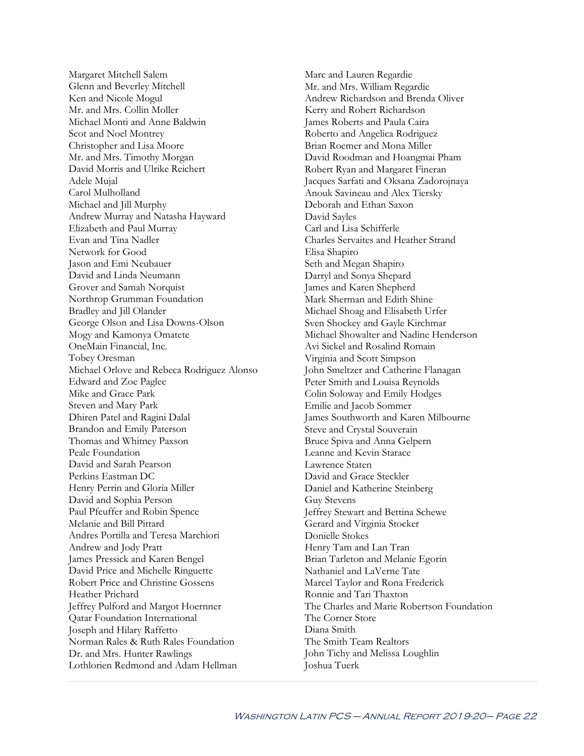Margaret Mitchell Salem
Glenn and Beverley Mitchell
Ken and Nicole Mogul
Mr. and Mrs. Collin Moller
Michael Monti and Anne Baldwin
Scot and Noel Montrey
Christopher and Lisa Moore
Mr. and Mrs. Timothy Morgan
David Morris and Ulrike Reichert
Adele Mujal
Carol Mulholland
Michael and Jill Murphy
Andrew Murray and Natasha Hayward
Elizabeth and Paul Murray
Evan and Tina Nadler
Network for Good
Jason and Emi Neubauer
David and Linda Neumann
Grover and Samah Norquist
Northrop Grumman Foundation
Bradley and Jill Olander
George Olson and Lisa Downs-Olson
Mogy and Kamonya Omatete
OneMain Financial, Inc.
Tobey Oresman
Michael Orlove and Rebeca Rodriguez Alonso
Edward and Zoe Paglee
Mike and Grace Park
Steven and Mary Park
Dhiren Patel and Ragini Dalal
Brandon and Emily Paterson
Thomas and Whitney Paxson
Peale Foundation
David and Sarah Pearson
Perkins Eastman DC
Henry Perrin and Gloria Miller
David and Sophia Person
Paul Pfeuffer and Robin Spence
Melanie and Bill Pittard
Andres Portilla and Teresa Marchiori
Andrew and Jody Pratt
James Pressick and Karen Bengel
David Price and Michelle Ringuette
Robert Price and Christine Gossens
Heather Prichard
Jeffrey Pulford and Margot Hoernner
Qatar Foundation International
Joseph and Hilary Raffetto
Norman Rales & Ruth Rales Foundation
Dr. and Mrs. Hunter Rawlings
Lothlorien Redmond and Adam Hellman
Marc and Lauren Regardie
Mr. and Mrs. William Regardie
Andrew Richardson and Brenda Oliver
Kerry and Robert Richardson
James Roberts and Paula Caira
Roberto and Angelica Rodriguez
Brian Roemer and Mona Miller
David Roodman and Hoangmai Pham
Robert Ryan and Margaret Fineran
Jacques Sarfati and Oksana Zadorojnaya
Anouk Savineau and Alex Tiersky
Deborah and Ethan Saxon
David Sayles
Carl and Lisa Schifferle
Charles Servaites and Heather Strand
Elisa Shapiro
Seth and Megan Shapiro
Darryl and Sonya Shepard
James and Karen Shepherd
Mark Sherman and Edith Shine
Michael Shoag and Elisabeth Urfer
Sven Shockey and Gayle Kirchmar
Michael Showalter and Nadine Henderson
Avi Sickel and Rosalind Romain
Virginia and Scott Simpson
John Smeltzer and Catherine Flanagan
Peter Smith and Louisa Reynolds
Colin Soloway and Emily Hodges
Emilie and Jacob Sommer
James Southworth and Karen Milbourne
Steve and Crystal Souverain
Bruce Spiva and Anna Gelpern
Leanne and Kevin Starace
Lawrence Staten
David and Grace Steckler
Daniel and Katherine Steinberg
Guy Stevens
Jeffrey Stewart and Bettina Schewe
Gerard and Virginia Stocker
Donielle Stokes
Henry Tam and Lan Tran
Brian Tarleton and Melanie Egorin
Nathaniel and LaVerne Tate
Marcel Taylor and Rona Frederick
Ronnie and Tari Thaxton
The Charles and Marie Robertson Foundation
The Corner Store
Diana Smith
The Smith Team Realtors
John Tichy and Melissa Loughlin
Joshua Tuerk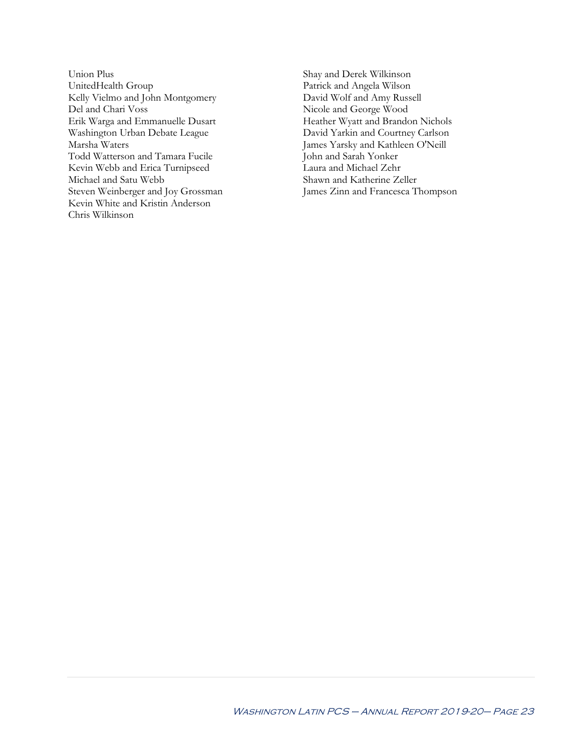Union Plus
UnitedHealth Group
Kelly Vielmo and John Montgomery
Del and Chari Voss
Erik Warga and Emmanuelle Dusart
Washington Urban Debate League
Marsha Waters
Todd Watterson and Tamara Fucile
Kevin Webb and Erica Turnipseed
Michael and Satu Webb
Steven Weinberger and Joy Grossman
Kevin White and Kristin Anderson
Chris Wilkinson
Shay and Derek Wilkinson
Patrick and Angela Wilson
David Wolf and Amy Russell
Nicole and George Wood
Heather Wyatt and Brandon Nichols
David Yarkin and Courtney Carlson
James Yarsky and Kathleen O'Neill
John and Sarah Yonker
Laura and Michael Zehr
Shawn and Katherine Zeller
James Zinn and Francesca Thompson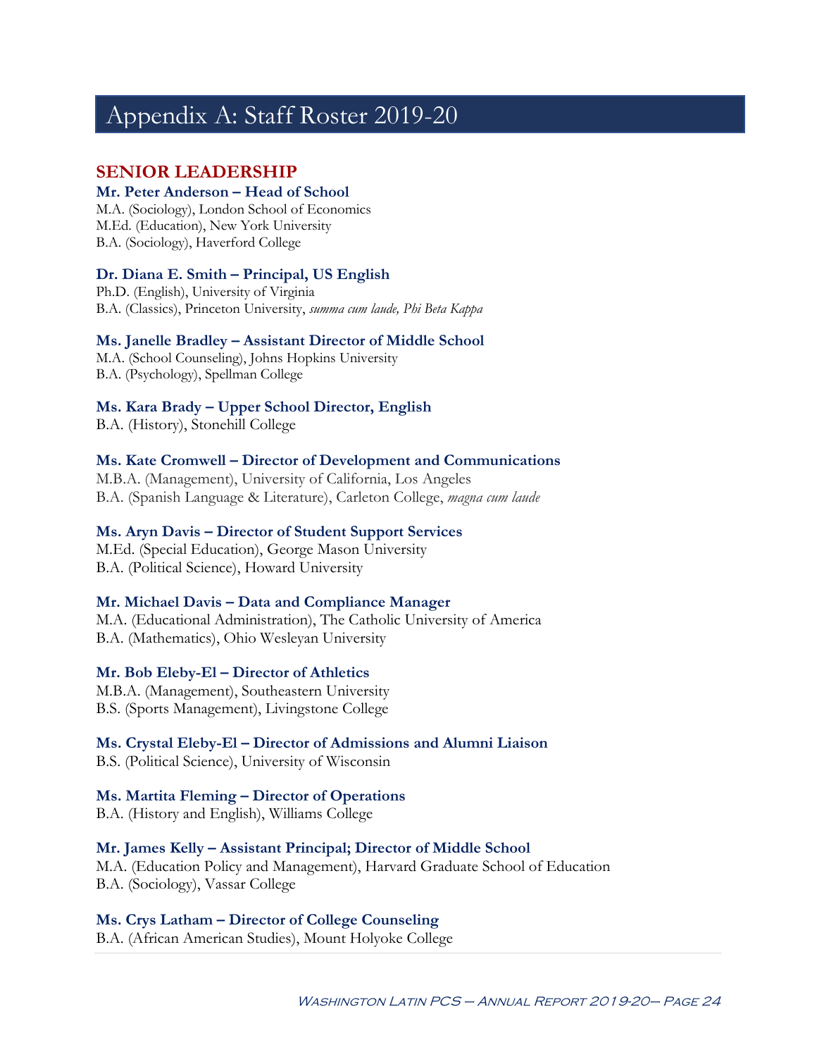# Appendix A: Staff Roster 2019-20

## SENIOR LEADERSHIP

### Mr. Peter Anderson – Head of School
M.A. (Sociology), London School of Economics
M.Ed. (Education), New York University
B.A. (Sociology), Haverford College

### Dr. Diana E. Smith – Principal, US English
Ph.D. (English), University of Virginia
B.A. (Classics), Princeton University, *summa cum laude, Phi Beta Kappa*

### Ms. Janelle Bradley – Assistant Director of Middle School
M.A. (School Counseling), Johns Hopkins University
B.A. (Psychology), Spellman College

### Ms. Kara Brady – Upper School Director, English
B.A. (History), Stonehill College

### Ms. Kate Cromwell – Director of Development and Communications
M.B.A. (Management), University of California, Los Angeles
B.A. (Spanish Language & Literature), Carleton College, *magna cum laude*

### Ms. Aryn Davis – Director of Student Support Services
M.Ed. (Special Education), George Mason University
B.A. (Political Science), Howard University

### Mr. Michael Davis – Data and Compliance Manager
M.A. (Educational Administration), The Catholic University of America
B.A. (Mathematics), Ohio Wesleyan University

### Mr. Bob Eleby-El – Director of Athletics
M.B.A. (Management), Southeastern University
B.S. (Sports Management), Livingstone College

### Ms. Crystal Eleby-El – Director of Admissions and Alumni Liaison
B.S. (Political Science), University of Wisconsin

### Ms. Martita Fleming – Director of Operations
B.A. (History and English), Williams College

### Mr. James Kelly – Assistant Principal; Director of Middle School
M.A. (Education Policy and Management), Harvard Graduate School of Education
B.A. (Sociology), Vassar College

### Ms. Crys Latham – Director of College Counseling
B.A. (African American Studies), Mount Holyoke College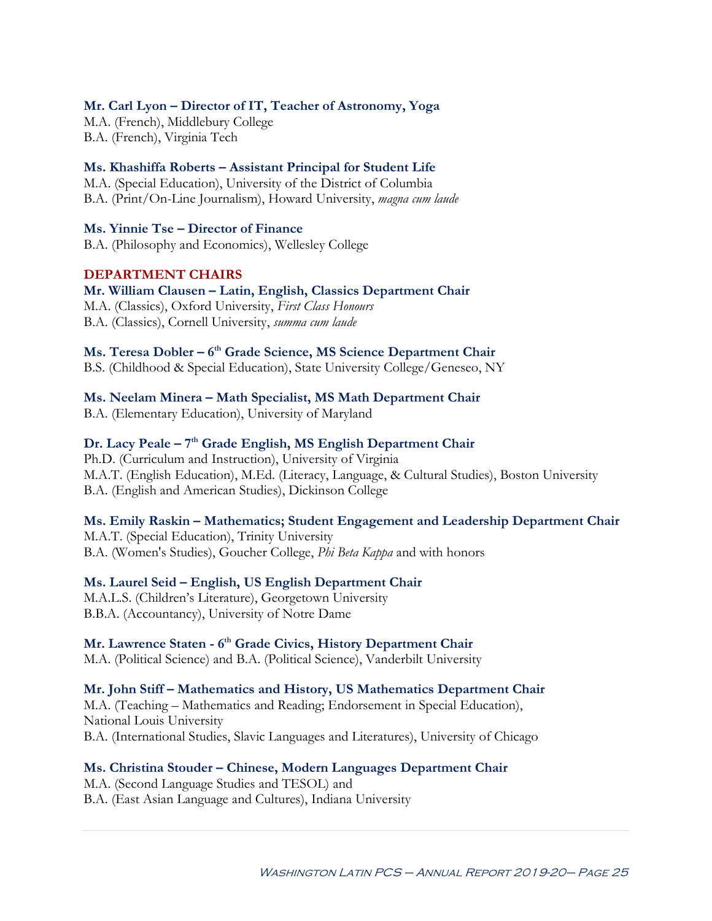**Mr. Carl Lyon – Director of IT, Teacher of Astronomy, Yoga**
M.A. (French), Middlebury College
B.A. (French), Virginia Tech

**Ms. Khashiffa Roberts – Assistant Principal for Student Life**
M.A. (Special Education), University of the District of Columbia
B.A. (Print/On-Line Journalism), Howard University, *magna cum laude*

**Ms. Yinnie Tse – Director of Finance**
B.A. (Philosophy and Economics), Wellesley College

## DEPARTMENT CHAIRS

**Mr. William Clausen – Latin, English, Classics Department Chair**
M.A. (Classics), Oxford University, *First Class Honours*
B.A. (Classics), Cornell University, *summa cum laude*

**Ms. Teresa Dobler – 6th Grade Science, MS Science Department Chair**
B.S. (Childhood & Special Education), State University College/Geneseo, NY

**Ms. Neelam Minera – Math Specialist, MS Math Department Chair**
B.A. (Elementary Education), University of Maryland

**Dr. Lacy Peale – 7th Grade English, MS English Department Chair**
Ph.D. (Curriculum and Instruction), University of Virginia
M.A.T. (English Education), M.Ed. (Literacy, Language, & Cultural Studies), Boston University
B.A. (English and American Studies), Dickinson College

**Ms. Emily Raskin – Mathematics; Student Engagement and Leadership Department Chair**
M.A.T. (Special Education), Trinity University
B.A. (Women's Studies), Goucher College, *Phi Beta Kappa* and with honors

**Ms. Laurel Seid – English, US English Department Chair**
M.A.L.S. (Children's Literature), Georgetown University
B.B.A. (Accountancy), University of Notre Dame

**Mr. Lawrence Staten - 6th Grade Civics, History Department Chair**
M.A. (Political Science) and B.A. (Political Science), Vanderbilt University

**Mr. John Stiff – Mathematics and History, US Mathematics Department Chair**
M.A. (Teaching – Mathematics and Reading; Endorsement in Special Education), National Louis University
B.A. (International Studies, Slavic Languages and Literatures), University of Chicago

**Ms. Christina Stouder – Chinese, Modern Languages Department Chair**
M.A. (Second Language Studies and TESOL) and
B.A. (East Asian Language and Cultures), Indiana University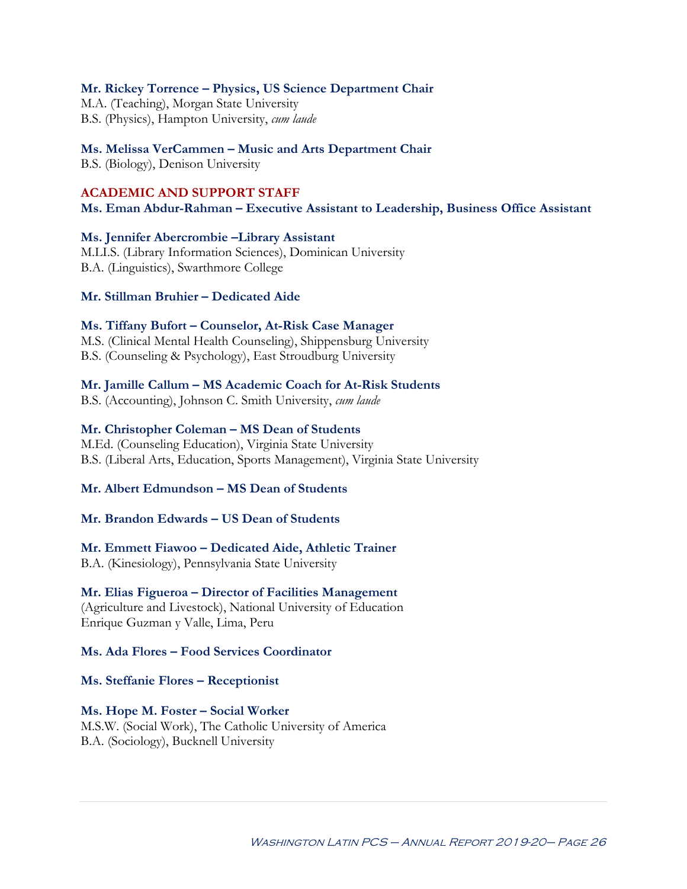**Mr. Rickey Torrence – Physics, US Science Department Chair**
M.A. (Teaching), Morgan State University
B.S. (Physics), Hampton University, *cum laude*

**Ms. Melissa VerCammen – Music and Arts Department Chair**
B.S. (Biology), Denison University

## ACADEMIC AND SUPPORT STAFF

**Ms. Eman Abdur-Rahman – Executive Assistant to Leadership, Business Office Assistant**

**Ms. Jennifer Abercrombie –Library Assistant**
M.LI.S. (Library Information Sciences), Dominican University
B.A. (Linguistics), Swarthmore College

**Mr. Stillman Bruhier – Dedicated Aide**

**Ms. Tiffany Bufort – Counselor, At-Risk Case Manager**
M.S. (Clinical Mental Health Counseling), Shippensburg University
B.S. (Counseling & Psychology), East Stroudburg University

**Mr. Jamille Callum – MS Academic Coach for At-Risk Students**
B.S. (Accounting), Johnson C. Smith University, *cum laude*

**Mr. Christopher Coleman – MS Dean of Students**
M.Ed. (Counseling Education), Virginia State University
B.S. (Liberal Arts, Education, Sports Management), Virginia State University

**Mr. Albert Edmundson – MS Dean of Students**

**Mr. Brandon Edwards – US Dean of Students**

**Mr. Emmett Fiawoo – Dedicated Aide, Athletic Trainer**
B.A. (Kinesiology), Pennsylvania State University

**Mr. Elias Figueroa – Director of Facilities Management**
(Agriculture and Livestock), National University of Education
Enrique Guzman y Valle, Lima, Peru

**Ms. Ada Flores – Food Services Coordinator**

**Ms. Steffanie Flores – Receptionist**

**Ms. Hope M. Foster – Social Worker**
M.S.W. (Social Work), The Catholic University of America
B.A. (Sociology), Bucknell University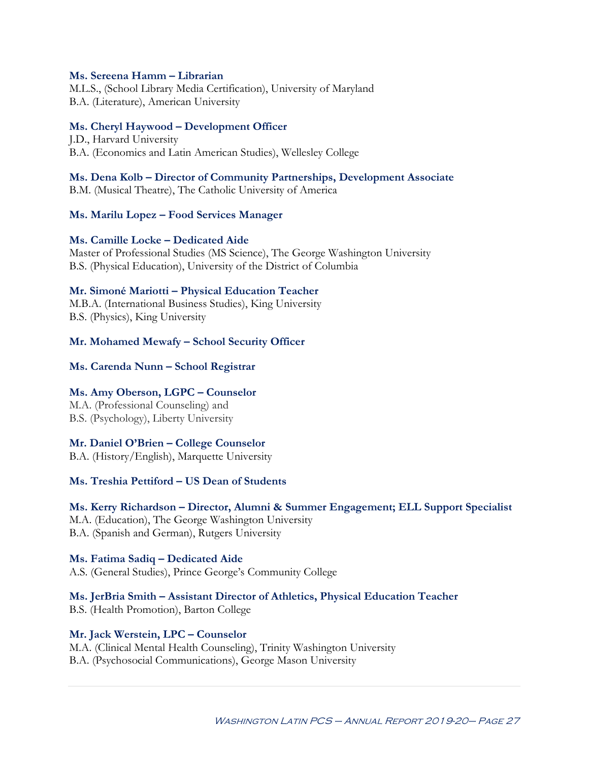**Ms. Sereena Hamm – Librarian**
M.L.S., (School Library Media Certification), University of Maryland
B.A. (Literature), American University

**Ms. Cheryl Haywood – Development Officer**
J.D., Harvard University
B.A. (Economics and Latin American Studies), Wellesley College

**Ms. Dena Kolb – Director of Community Partnerships, Development Associate**
B.M. (Musical Theatre), The Catholic University of America

**Ms. Marilu Lopez – Food Services Manager**

**Ms. Camille Locke – Dedicated Aide**
Master of Professional Studies (MS Science), The George Washington University
B.S. (Physical Education), University of the District of Columbia

**Mr. Simoné Mariotti – Physical Education Teacher**
M.B.A. (International Business Studies), King University
B.S. (Physics), King University

**Mr. Mohamed Mewafy – School Security Officer**

**Ms. Carenda Nunn – School Registrar**

**Ms. Amy Oberson, LGPC – Counselor**
M.A. (Professional Counseling) and
B.S. (Psychology), Liberty University

**Mr. Daniel O'Brien – College Counselor**
B.A. (History/English), Marquette University

**Ms. Treshia Pettiford – US Dean of Students**

**Ms. Kerry Richardson – Director, Alumni & Summer Engagement; ELL Support Specialist**
M.A. (Education), The George Washington University
B.A. (Spanish and German), Rutgers University

**Ms. Fatima Sadiq – Dedicated Aide**
A.S. (General Studies), Prince George's Community College

**Ms. JerBria Smith – Assistant Director of Athletics, Physical Education Teacher**
B.S. (Health Promotion), Barton College

**Mr. Jack Werstein, LPC – Counselor**
M.A. (Clinical Mental Health Counseling), Trinity Washington University
B.A. (Psychosocial Communications), George Mason University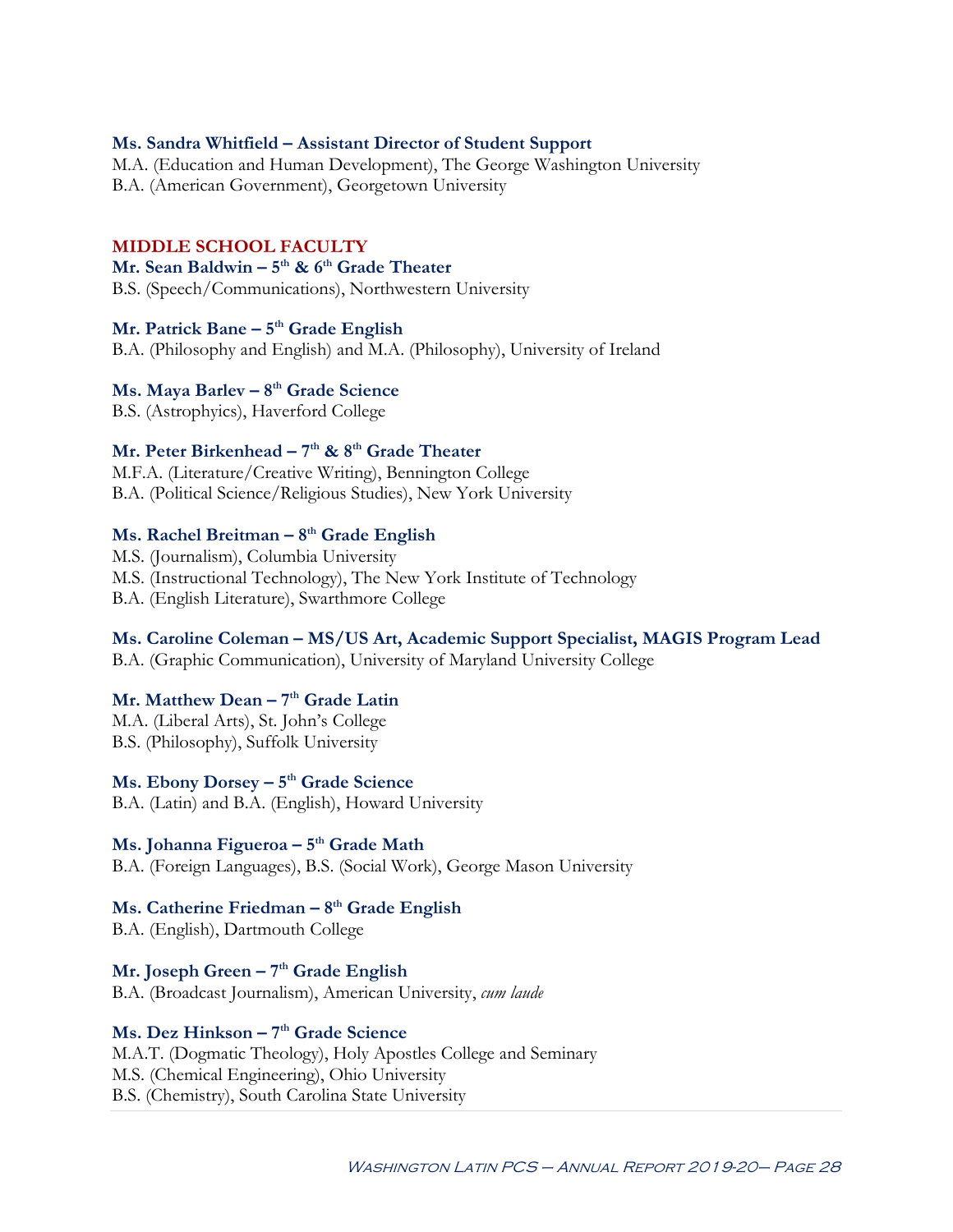**Ms. Sandra Whitfield – Assistant Director of Student Support**
M.A. (Education and Human Development), The George Washington University
B.A. (American Government), Georgetown University

## MIDDLE SCHOOL FACULTY

**Mr. Sean Baldwin – 5th & 6th Grade Theater**
B.S. (Speech/Communications), Northwestern University

**Mr. Patrick Bane – 5th Grade English**
B.A. (Philosophy and English) and M.A. (Philosophy), University of Ireland

**Ms. Maya Barlev – 8th Grade Science**
B.S. (Astrophyics), Haverford College

**Mr. Peter Birkenhead – 7th & 8th Grade Theater**
M.F.A. (Literature/Creative Writing), Bennington College
B.A. (Political Science/Religious Studies), New York University

**Ms. Rachel Breitman – 8th Grade English**
M.S. (Journalism), Columbia University
M.S. (Instructional Technology), The New York Institute of Technology
B.A. (English Literature), Swarthmore College

**Ms. Caroline Coleman – MS/US Art, Academic Support Specialist, MAGIS Program Lead**
B.A. (Graphic Communication), University of Maryland University College

**Mr. Matthew Dean – 7th Grade Latin**
M.A. (Liberal Arts), St. John's College
B.S. (Philosophy), Suffolk University

**Ms. Ebony Dorsey – 5th Grade Science**
B.A. (Latin) and B.A. (English), Howard University

**Ms. Johanna Figueroa – 5th Grade Math**
B.A. (Foreign Languages), B.S. (Social Work), George Mason University

**Ms. Catherine Friedman – 8th Grade English**
B.A. (English), Dartmouth College

**Mr. Joseph Green – 7th Grade English**
B.A. (Broadcast Journalism), American University, *cum laude*

**Ms. Dez Hinkson – 7th Grade Science**
M.A.T. (Dogmatic Theology), Holy Apostles College and Seminary
M.S. (Chemical Engineering), Ohio University
B.S. (Chemistry), South Carolina State University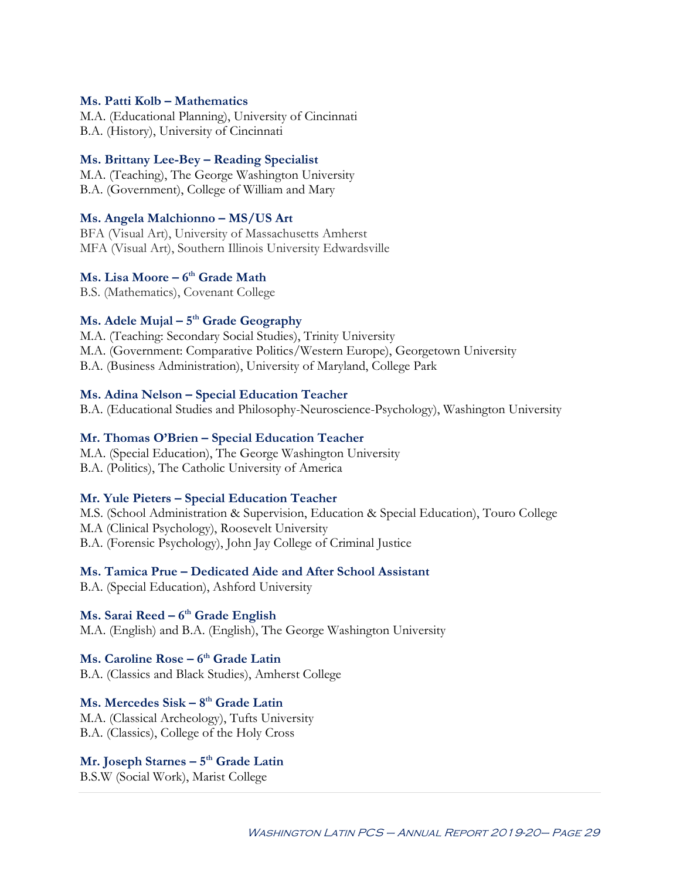**Ms. Patti Kolb – Mathematics**
M.A. (Educational Planning), University of Cincinnati
B.A. (History), University of Cincinnati

**Ms. Brittany Lee-Bey – Reading Specialist**
M.A. (Teaching), The George Washington University
B.A. (Government), College of William and Mary

**Ms. Angela Malchionno – MS/US Art**
BFA (Visual Art), University of Massachusetts Amherst
MFA (Visual Art), Southern Illinois University Edwardsville

**Ms. Lisa Moore – 6th Grade Math**
B.S. (Mathematics), Covenant College

**Ms. Adele Mujal – 5th Grade Geography**
M.A. (Teaching: Secondary Social Studies), Trinity University
M.A. (Government: Comparative Politics/Western Europe), Georgetown University
B.A. (Business Administration), University of Maryland, College Park

**Ms. Adina Nelson – Special Education Teacher**
B.A. (Educational Studies and Philosophy-Neuroscience-Psychology), Washington University

**Mr. Thomas O'Brien – Special Education Teacher**
M.A. (Special Education), The George Washington University
B.A. (Politics), The Catholic University of America

**Mr. Yule Pieters – Special Education Teacher**
M.S. (School Administration & Supervision, Education & Special Education), Touro College
M.A (Clinical Psychology), Roosevelt University
B.A. (Forensic Psychology), John Jay College of Criminal Justice

**Ms. Tamica Prue – Dedicated Aide and After School Assistant**
B.A. (Special Education), Ashford University

**Ms. Sarai Reed – 6th Grade English**
M.A. (English) and B.A. (English), The George Washington University

**Ms. Caroline Rose – 6th Grade Latin**
B.A. (Classics and Black Studies), Amherst College

**Ms. Mercedes Sisk – 8th Grade Latin**
M.A. (Classical Archeology), Tufts University
B.A. (Classics), College of the Holy Cross

**Mr. Joseph Starnes – 5th Grade Latin**
B.S.W (Social Work), Marist College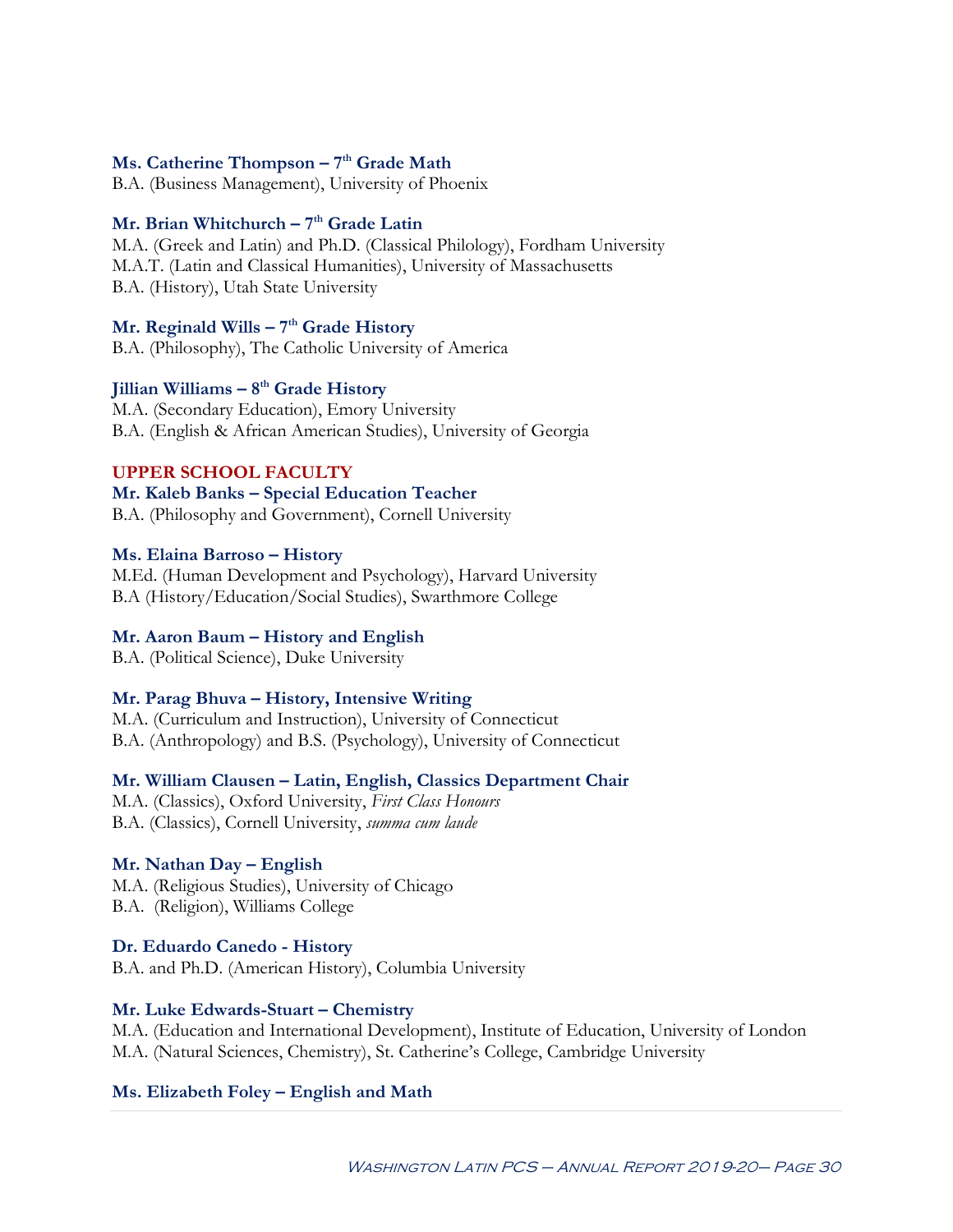**Ms. Catherine Thompson – 7th Grade Math**
B.A. (Business Management), University of Phoenix

**Mr. Brian Whitchurch – 7th Grade Latin**
M.A. (Greek and Latin) and Ph.D. (Classical Philology), Fordham University
M.A.T. (Latin and Classical Humanities), University of Massachusetts
B.A. (History), Utah State University

**Mr. Reginald Wills – 7th Grade History**
B.A. (Philosophy), The Catholic University of America

**Jillian Williams – 8th Grade History**
M.A. (Secondary Education), Emory University
B.A. (English & African American Studies), University of Georgia

## UPPER SCHOOL FACULTY

**Mr. Kaleb Banks – Special Education Teacher**
B.A. (Philosophy and Government), Cornell University

**Ms. Elaina Barroso – History**
M.Ed. (Human Development and Psychology), Harvard University
B.A (History/Education/Social Studies), Swarthmore College

**Mr. Aaron Baum – History and English**
B.A. (Political Science), Duke University

**Mr. Parag Bhuva – History, Intensive Writing**
M.A. (Curriculum and Instruction), University of Connecticut
B.A. (Anthropology) and B.S. (Psychology), University of Connecticut

**Mr. William Clausen – Latin, English, Classics Department Chair**
M.A. (Classics), Oxford University, *First Class Honours*
B.A. (Classics), Cornell University, *summa cum laude*

**Mr. Nathan Day – English**
M.A. (Religious Studies), University of Chicago
B.A. (Religion), Williams College

**Dr. Eduardo Canedo - History**
B.A. and Ph.D. (American History), Columbia University

**Mr. Luke Edwards-Stuart – Chemistry**
M.A. (Education and International Development), Institute of Education, University of London
M.A. (Natural Sciences, Chemistry), St. Catherine's College, Cambridge University

**Ms. Elizabeth Foley – English and Math**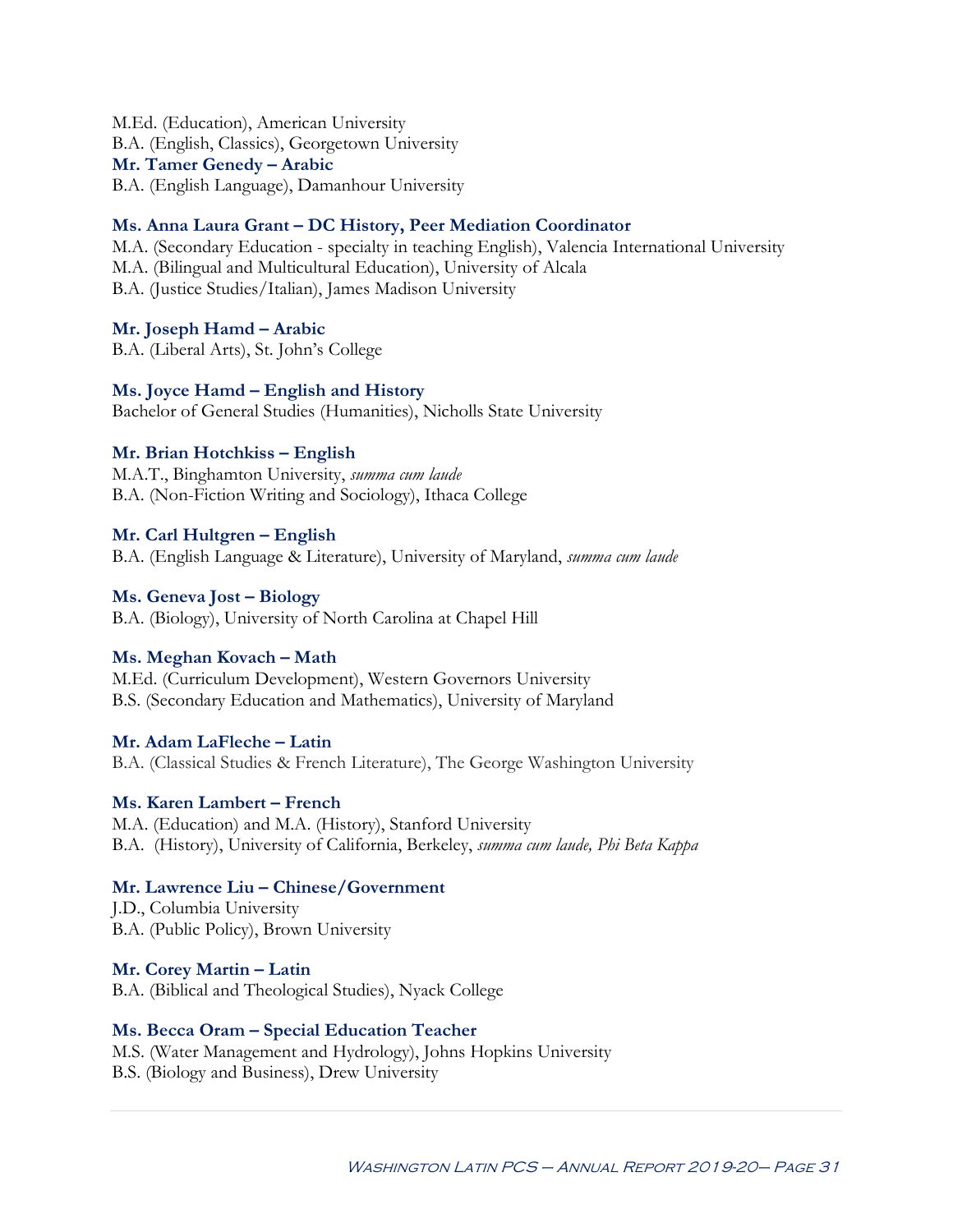M.Ed. (Education), American University
B.A. (English, Classics), Georgetown University

**Mr. Tamer Genedy – Arabic**
B.A. (English Language), Damanhour University

**Ms. Anna Laura Grant – DC History, Peer Mediation Coordinator**
M.A. (Secondary Education - specialty in teaching English), Valencia International University
M.A. (Bilingual and Multicultural Education), University of Alcala
B.A. (Justice Studies/Italian), James Madison University

**Mr. Joseph Hamd – Arabic**
B.A. (Liberal Arts), St. John's College

**Ms. Joyce Hamd – English and History**
Bachelor of General Studies (Humanities), Nicholls State University

**Mr. Brian Hotchkiss – English**
M.A.T., Binghamton University, *summa cum laude*
B.A. (Non-Fiction Writing and Sociology), Ithaca College

**Mr. Carl Hultgren – English**
B.A. (English Language & Literature), University of Maryland, *summa cum laude*

**Ms. Geneva Jost – Biology**
B.A. (Biology), University of North Carolina at Chapel Hill

**Ms. Meghan Kovach – Math**
M.Ed. (Curriculum Development), Western Governors University
B.S. (Secondary Education and Mathematics), University of Maryland

**Mr. Adam LaFleche – Latin**
B.A. (Classical Studies & French Literature), The George Washington University

**Ms. Karen Lambert – French**
M.A. (Education) and M.A. (History), Stanford University
B.A. (History), University of California, Berkeley, *summa cum laude, Phi Beta Kappa*

**Mr. Lawrence Liu – Chinese/Government**
J.D., Columbia University
B.A. (Public Policy), Brown University

**Mr. Corey Martin – Latin**
B.A. (Biblical and Theological Studies), Nyack College

**Ms. Becca Oram – Special Education Teacher**
M.S. (Water Management and Hydrology), Johns Hopkins University
B.S. (Biology and Business), Drew University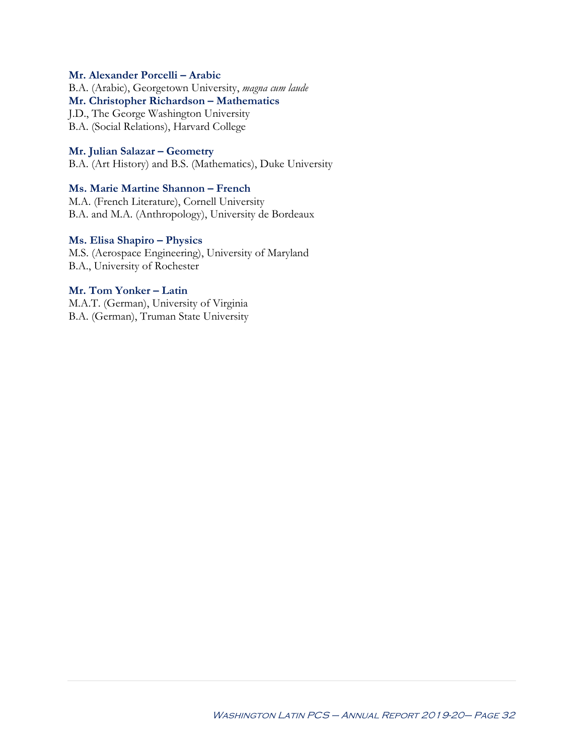**Mr. Alexander Porcelli – Arabic**
B.A. (Arabic), Georgetown University, *magna cum laude*
**Mr. Christopher Richardson – Mathematics**
J.D., The George Washington University
B.A. (Social Relations), Harvard College

**Mr. Julian Salazar – Geometry**
B.A. (Art History) and B.S. (Mathematics), Duke University

**Ms. Marie Martine Shannon – French**
M.A. (French Literature), Cornell University
B.A. and M.A. (Anthropology), University de Bordeaux

**Ms. Elisa Shapiro – Physics**
M.S. (Aerospace Engineering), University of Maryland
B.A., University of Rochester

**Mr. Tom Yonker – Latin**
M.A.T. (German), University of Virginia
B.A. (German), Truman State University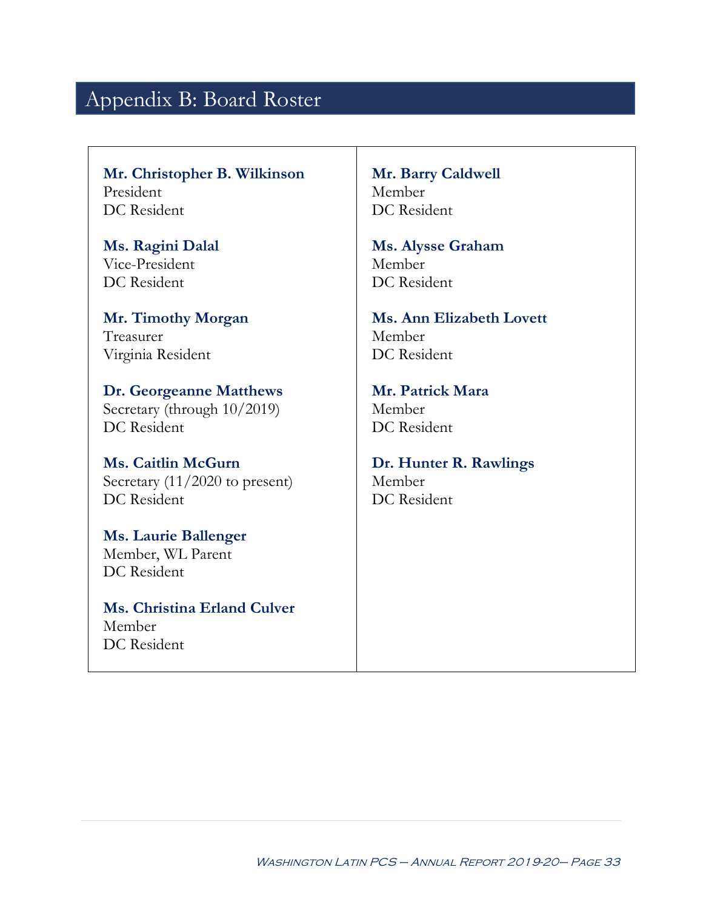# Appendix B: Board Roster

**Mr. Christopher B. Wilkinson**
President
DC Resident

**Ms. Ragini Dalal**
Vice-President
DC Resident

**Mr. Timothy Morgan**
Treasurer
Virginia Resident

**Dr. Georgeanne Matthews**
Secretary (through 10/2019)
DC Resident

**Ms. Caitlin McGurn**
Secretary (11/2020 to present)
DC Resident

**Ms. Laurie Ballenger**
Member, WL Parent
DC Resident

**Ms. Christina Erland Culver**
Member
DC Resident

**Mr. Barry Caldwell**
Member
DC Resident

**Ms. Alysse Graham**
Member
DC Resident

**Ms. Ann Elizabeth Lovett**
Member
DC Resident

**Mr. Patrick Mara**
Member
DC Resident

**Dr. Hunter R. Rawlings**
Member
DC Resident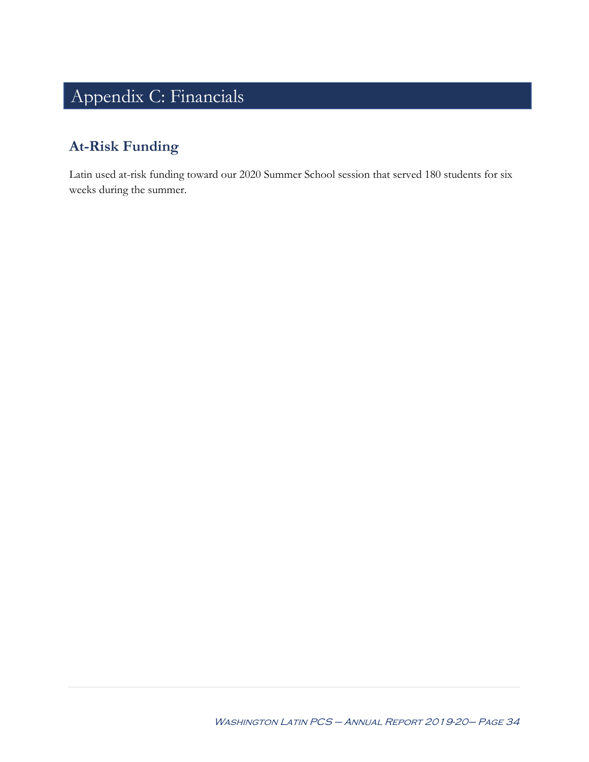# Appendix C: Financials

## At-Risk Funding

Latin used at-risk funding toward our 2020 Summer School session that served 180 students for six weeks during the summer.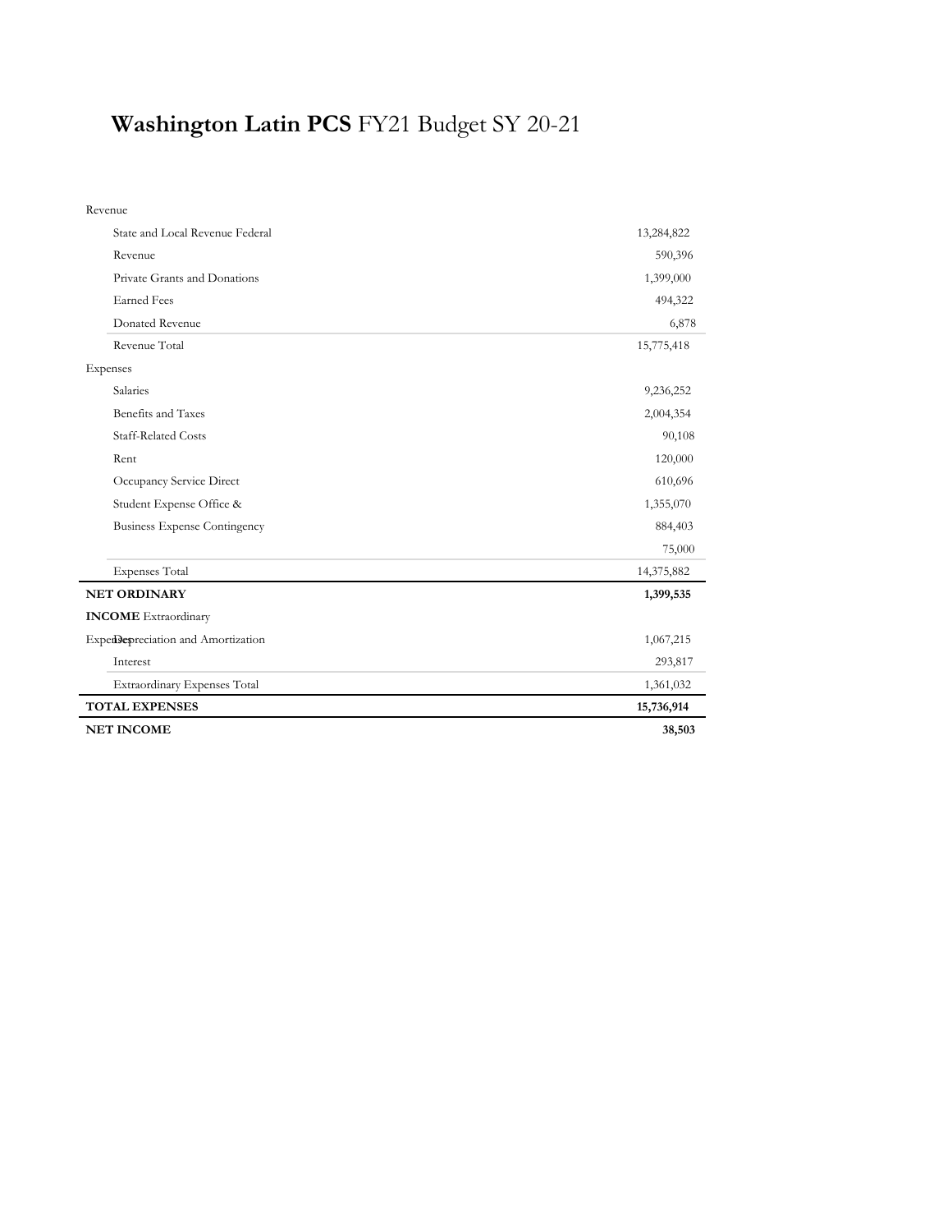# **Washington Latin PCS** FY21 Budget SY 20-21

| | |
|---|---|
| Revenue | |
| State and Local Revenue Federal | 13,284,822 |
| Revenue | 590,396 |
| Private Grants and Donations | 1,399,000 |
| Earned Fees | 494,322 |
| Donated Revenue | 6,878 |
| Revenue Total | 15,775,418 |
| Expenses | |
| Salaries | 9,236,252 |
| Benefits and Taxes | 2,004,354 |
| Staff-Related Costs | 90,108 |
| Rent | 120,000 |
| Occupancy Service Direct | 610,696 |
| Student Expense Office & | 1,355,070 |
| Business Expense Contingency | 884,403 |
| | 75,000 |
| Expenses Total | 14,375,882 |
| **NET ORDINARY** | **1,399,535** |
| **INCOME** Extraordinary | |
| Expenses Depreciation and Amortization | 1,067,215 |
| Interest | 293,817 |
| Extraordinary Expenses Total | 1,361,032 |
| **TOTAL EXPENSES** | **15,736,914** |
| **NET INCOME** | **38,503** |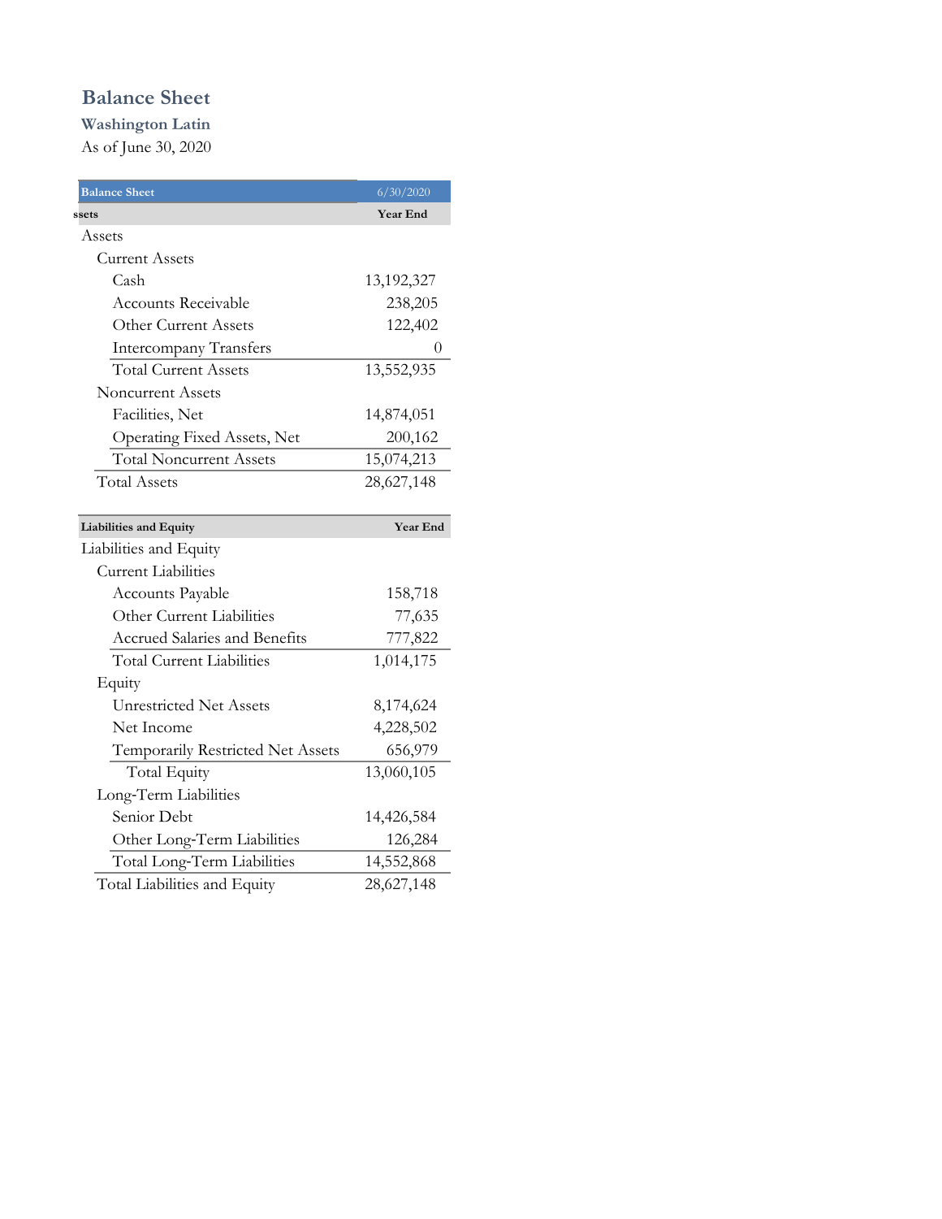# Balance Sheet

## Washington Latin

As of June 30, 2020

| Balance Sheet | 6/30/2020 |
|---|---|
| ssets | Year End |
| Assets | |
| Current Assets | |
| Cash | 13,192,327 |
| Accounts Receivable | 238,205 |
| Other Current Assets | 122,402 |
| Intercompany Transfers | 0 |
| Total Current Assets | 13,552,935 |
| Noncurrent Assets | |
| Facilities, Net | 14,874,051 |
| Operating Fixed Assets, Net | 200,162 |
| Total Noncurrent Assets | 15,074,213 |
| Total Assets | 28,627,148 |

| Liabilities and Equity | Year End |
|---|---|
| Liabilities and Equity | |
| Current Liabilities | |
| Accounts Payable | 158,718 |
| Other Current Liabilities | 77,635 |
| Accrued Salaries and Benefits | 777,822 |
| Total Current Liabilities | 1,014,175 |
| Equity | |
| Unrestricted Net Assets | 8,174,624 |
| Net Income | 4,228,502 |
| Temporarily Restricted Net Assets | 656,979 |
| Total Equity | 13,060,105 |
| Long-Term Liabilities | |
| Senior Debt | 14,426,584 |
| Other Long-Term Liabilities | 126,284 |
| Total Long-Term Liabilities | 14,552,868 |
| Total Liabilities and Equity | 28,627,148 |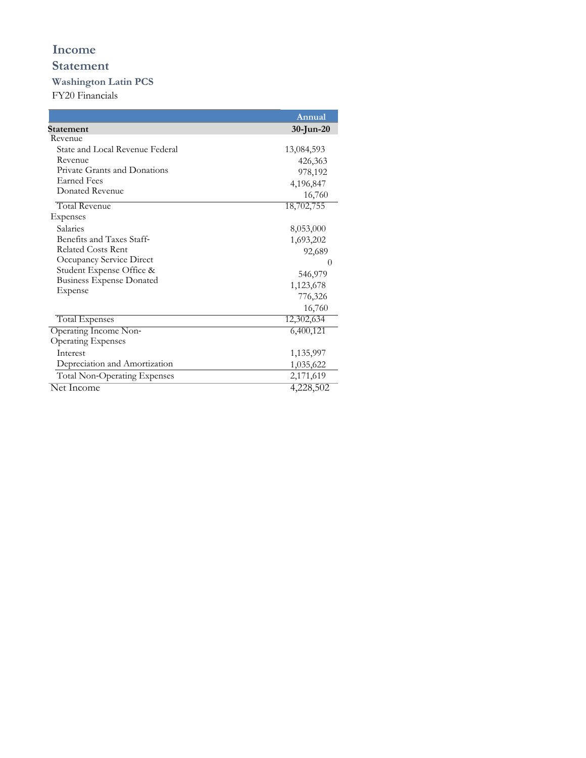# Income Statement

### Washington Latin PCS

FY20 Financials

| Statement | Annual 30-Jun-20 |
|---|---|
| Revenue | |
| State and Local Revenue | 13,084,593 |
| Federal Revenue | 426,363 |
| Private Grants and Donations | 978,192 |
| Earned Fees | 4,196,847 |
| Donated Revenue | 16,760 |
| Total Revenue | 18,702,755 |
| Expenses | |
| Salaries | 8,053,000 |
| Benefits and Taxes | 1,693,202 |
| Staff-Related Costs | 92,689 |
| Rent | 0 |
| Occupancy Service | 546,979 |
| Direct Student Expense | 1,123,678 |
| Office & Business Expense | 776,326 |
| Donated Expense | 16,760 |
| Total Expenses | 12,302,634 |
| Operating Income | 6,400,121 |
| Non-Operating Expenses | |
| Interest | 1,135,997 |
| Depreciation and Amortization | 1,035,622 |
| Total Non-Operating Expenses | 2,171,619 |
| Net Income | 4,228,502 |